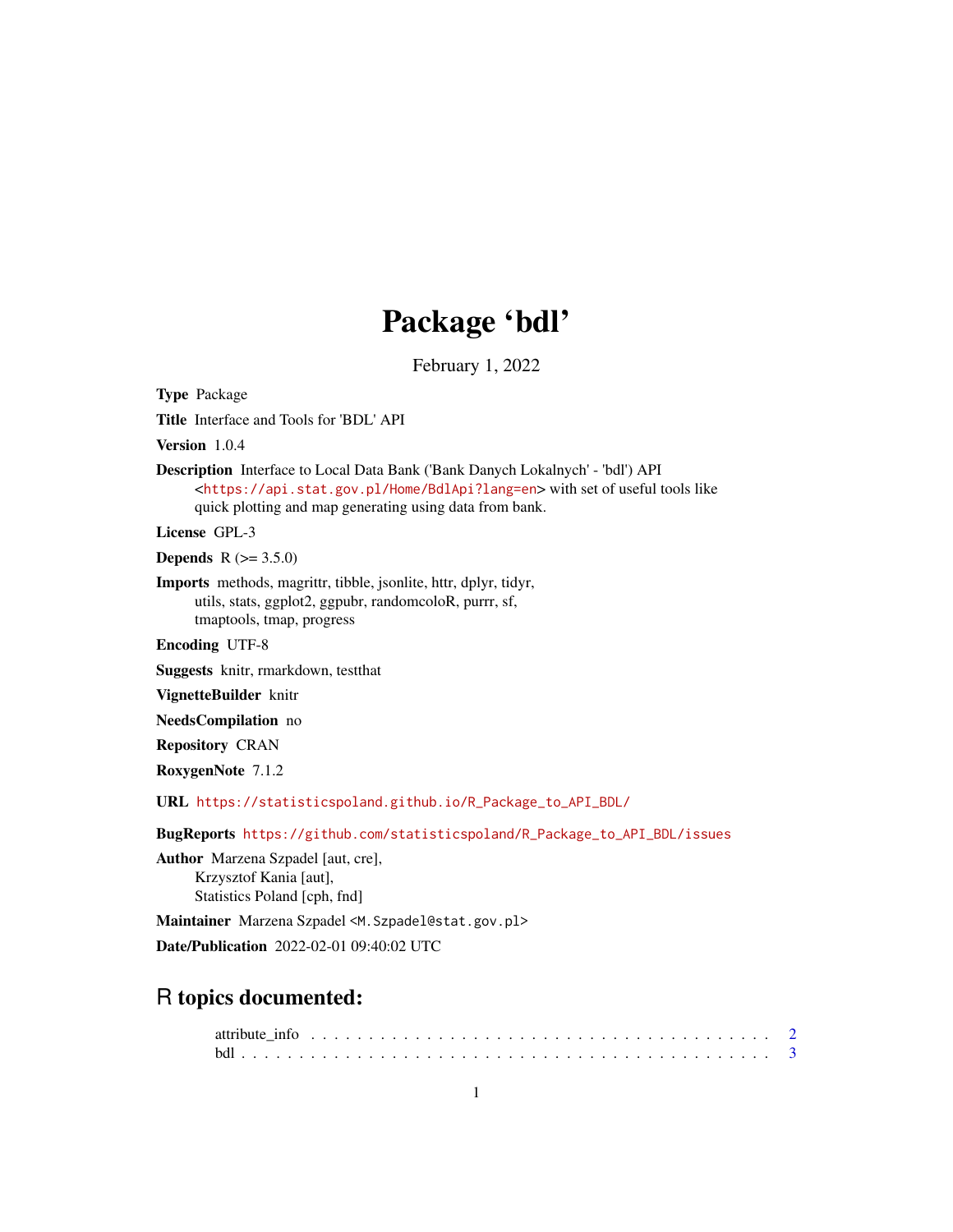# Package 'bdl'

February 1, 2022

**Type** Package

**Title** Interface and Tools for 'BDL' API

**Version** 1.0.4

**Description** Interface to Local Data Bank ('Bank Danych Lokalnych' - 'bdl') API <https://api.stat.gov.pl/Home/BdlApi?lang=en> with set of useful tools like quick plotting and map generating using data from bank.

**License** GPL-3

**Depends** R (>= 3.5.0)

**Imports** methods, magrittr, tibble, jsonlite, httr, dplyr, tidyr, utils, stats, ggplot2, ggpubr, randomcoloR, purrr, sf, tmaptools, tmap, progress

**Encoding** UTF-8

**Suggests** knitr, rmarkdown, testthat

**VignetteBuilder** knitr

**NeedsCompilation** no

**Repository** CRAN

**RoxygenNote** 7.1.2

**URL** https://statisticspoland.github.io/R_Package_to_API_BDL/

**BugReports** https://github.com/statisticspoland/R_Package_to_API_BDL/issues

**Author** Marzena Szpadel [aut, cre],
Krzysztof Kania [aut],
Statistics Poland [cph, fnd]

**Maintainer** Marzena Szpadel <M.Szpadel@stat.gov.pl>

**Date/Publication** 2022-02-01 09:40:02 UTC

## R topics documented:

attribute_info . . . . . . . . . . . . . . . . . . . . . . . . . . . . . . . . . . . . . . . . 2
bdl . . . . . . . . . . . . . . . . . . . . . . . . . . . . . . . . . . . . . . . . . . . . . 3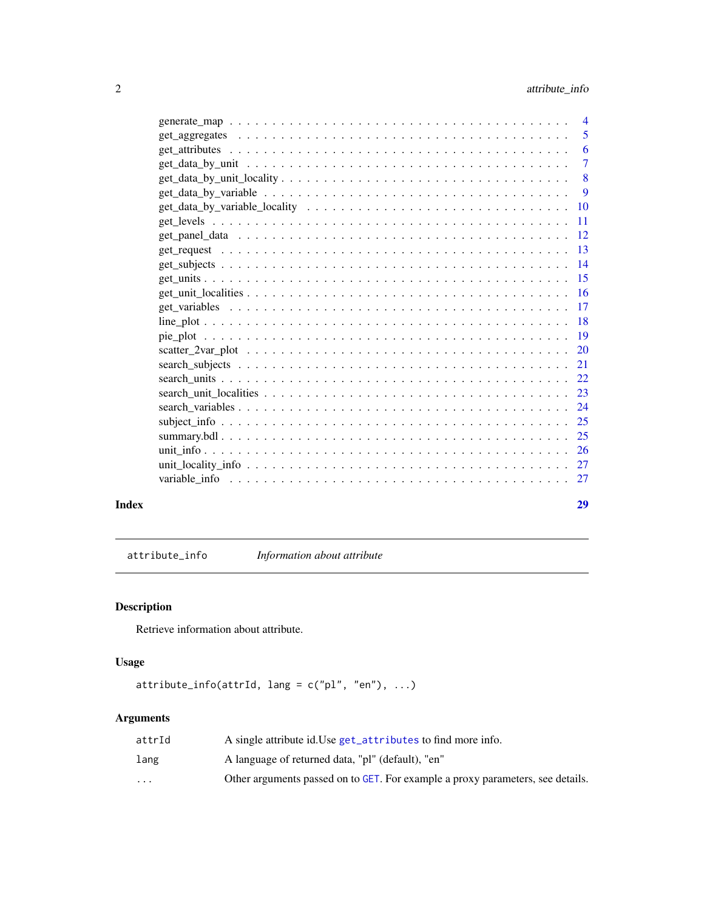| | |
|---|---|
| generate_map | 4 |
| get_aggregates | 5 |
| get_attributes | 6 |
| get_data_by_unit | 7 |
| get_data_by_unit_locality | 8 |
| get_data_by_variable | 9 |
| get_data_by_variable_locality | 10 |
| get_levels | 11 |
| get_panel_data | 12 |
| get_request | 13 |
| get_subjects | 14 |
| get_units | 15 |
| get_unit_localities | 16 |
| get_variables | 17 |
| line_plot | 18 |
| pie_plot | 19 |
| scatter_2var_plot | 20 |
| search_subjects | 21 |
| search_units | 22 |
| search_unit_localities | 23 |
| search_variables | 24 |
| subject_info | 25 |
| summary.bdl | 25 |
| unit_info | 26 |
| unit_locality_info | 27 |
| variable_info | 27 |

**Index** **29**

---

`attribute_info` *Information about attribute*

---

## Description

Retrieve information about attribute.

## Usage

```
attribute_info(attrId, lang = c("pl", "en"), ...)
```

## Arguments

| | |
|---|---|
| `attrId` | A single attribute id.Use `get_attributes` to find more info. |
| `lang` | A language of returned data, "pl" (default), "en" |
| `...` | Other arguments passed on to `GET`. For example a proxy parameters, see details. |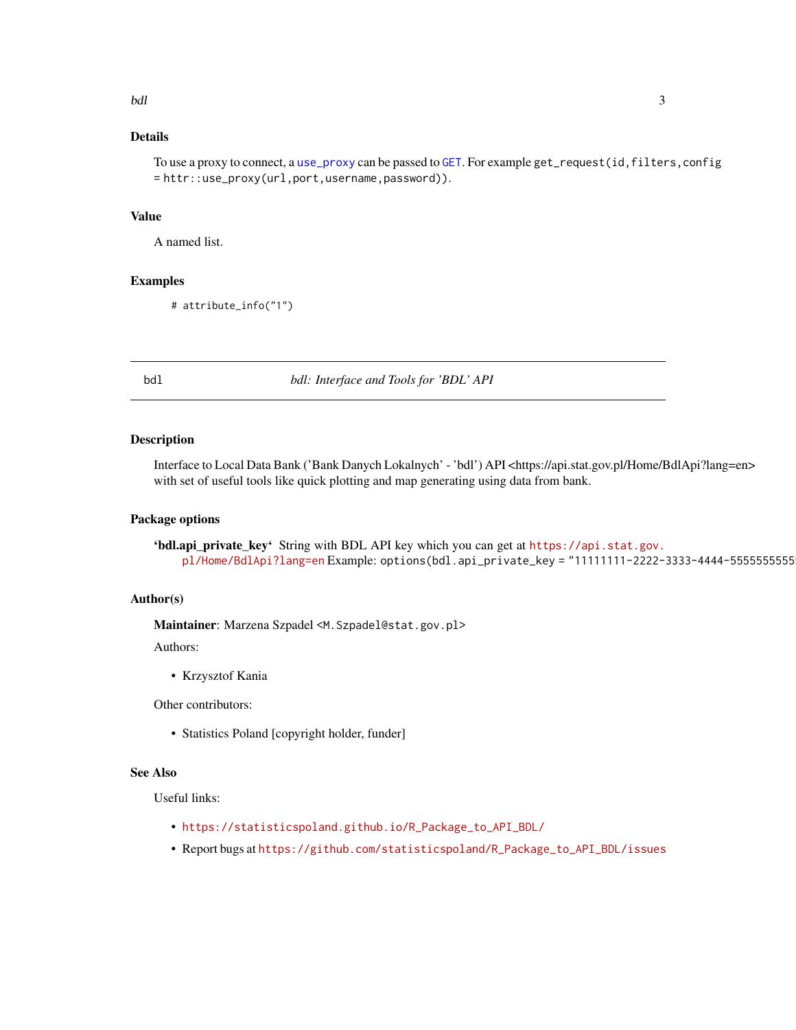## Details

To use a proxy to connect, a `use_proxy` can be passed to `GET`. For example `get_request(id,filters,config = httr::use_proxy(url,port,username,password))`.

## Value

A named list.

## Examples

```
# attribute_info("1")
```

---

# bdl — *bdl: Interface and Tools for 'BDL' API*

## Description

Interface to Local Data Bank ('Bank Danych Lokalnych' - 'bdl') API <https://api.stat.gov.pl/Home/BdlApi?lang=en> with set of useful tools like quick plotting and map generating using data from bank.

## Package options

**'bdl.api_private_key'** String with BDL API key which you can get at https://api.stat.gov.pl/Home/BdlApi?lang=en Example: `options(bdl.api_private_key = "11111111-2222-3333-4444-5555555555`

## Author(s)

**Maintainer**: Marzena Szpadel <M.Szpadel@stat.gov.pl>

Authors:

- Krzysztof Kania

Other contributors:

- Statistics Poland [copyright holder, funder]

## See Also

Useful links:

- https://statisticspoland.github.io/R_Package_to_API_BDL/
- Report bugs at https://github.com/statisticspoland/R_Package_to_API_BDL/issues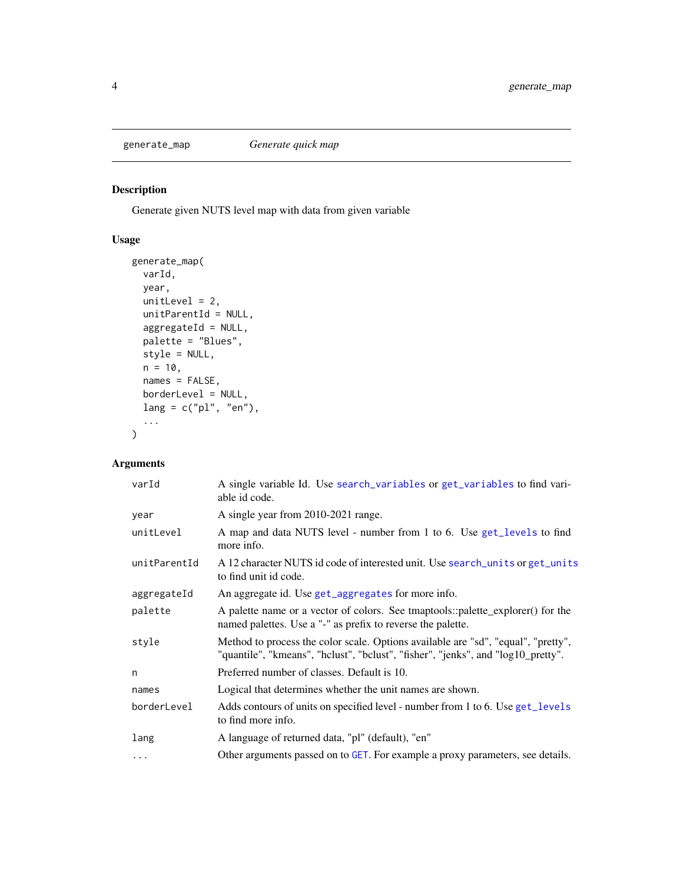`generate_map` *Generate quick map*

## Description

Generate given NUTS level map with data from given variable

## Usage

```
generate_map(
  varId,
  year,
  unitLevel = 2,
  unitParentId = NULL,
  aggregateId = NULL,
  palette = "Blues",
  style = NULL,
  n = 10,
  names = FALSE,
  borderLevel = NULL,
  lang = c("pl", "en"),
  ...
)
```

## Arguments

| | |
|---|---|
| `varId` | A single variable Id. Use `search_variables` or `get_variables` to find variable id code. |
| `year` | A single year from 2010-2021 range. |
| `unitLevel` | A map and data NUTS level - number from 1 to 6. Use `get_levels` to find more info. |
| `unitParentId` | A 12 character NUTS id code of interested unit. Use `search_units` or `get_units` to find unit id code. |
| `aggregateId` | An aggregate id. Use `get_aggregates` for more info. |
| `palette` | A palette name or a vector of colors. See tmaptools::palette_explorer() for the named palettes. Use a "-" as prefix to reverse the palette. |
| `style` | Method to process the color scale. Options available are "sd", "equal", "pretty", "quantile", "kmeans", "hclust", "bclust", "fisher", "jenks", and "log10_pretty". |
| `n` | Preferred number of classes. Default is 10. |
| `names` | Logical that determines whether the unit names are shown. |
| `borderLevel` | Adds contours of units on specified level - number from 1 to 6. Use `get_levels` to find more info. |
| `lang` | A language of returned data, "pl" (default), "en" |
| `...` | Other arguments passed on to `GET`. For example a proxy parameters, see details. |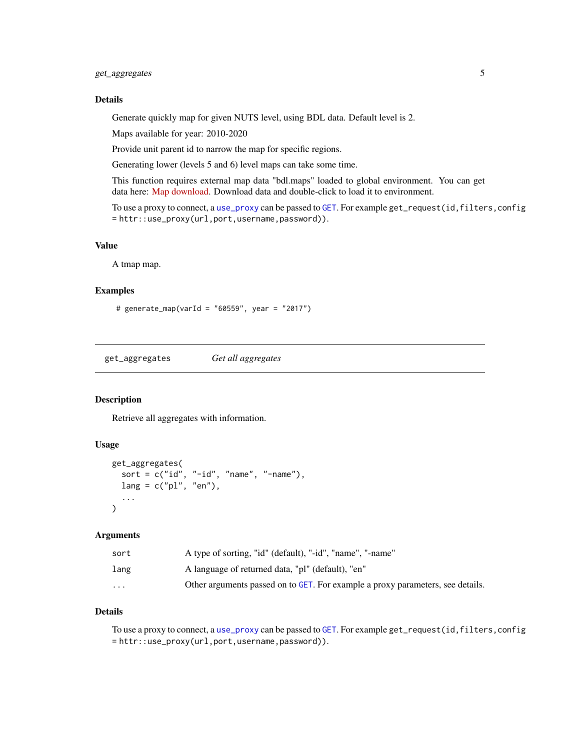### Details

Generate quickly map for given NUTS level, using BDL data. Default level is 2.

Maps available for year: 2010-2020

Provide unit parent id to narrow the map for specific regions.

Generating lower (levels 5 and 6) level maps can take some time.

This function requires external map data "bdl.maps" loaded to global environment. You can get data here: Map download. Download data and double-click to load it to environment.

To use a proxy to connect, a `use_proxy` can be passed to `GET`. For example `get_request(id,filters,config = httr::use_proxy(url,port,username,password))`.

### Value

A tmap map.

### Examples

```
# generate_map(varId = "60559", year = "2017")
```

---

## get_aggregates *Get all aggregates*

### Description

Retrieve all aggregates with information.

### Usage

```
get_aggregates(
  sort = c("id", "-id", "name", "-name"),
  lang = c("pl", "en"),
  ...
)
```

### Arguments

| | |
|---|---|
| `sort` | A type of sorting, "id" (default), "-id", "name", "-name" |
| `lang` | A language of returned data, "pl" (default), "en" |
| `...` | Other arguments passed on to `GET`. For example a proxy parameters, see details. |

### Details

To use a proxy to connect, a `use_proxy` can be passed to `GET`. For example `get_request(id,filters,config = httr::use_proxy(url,port,username,password))`.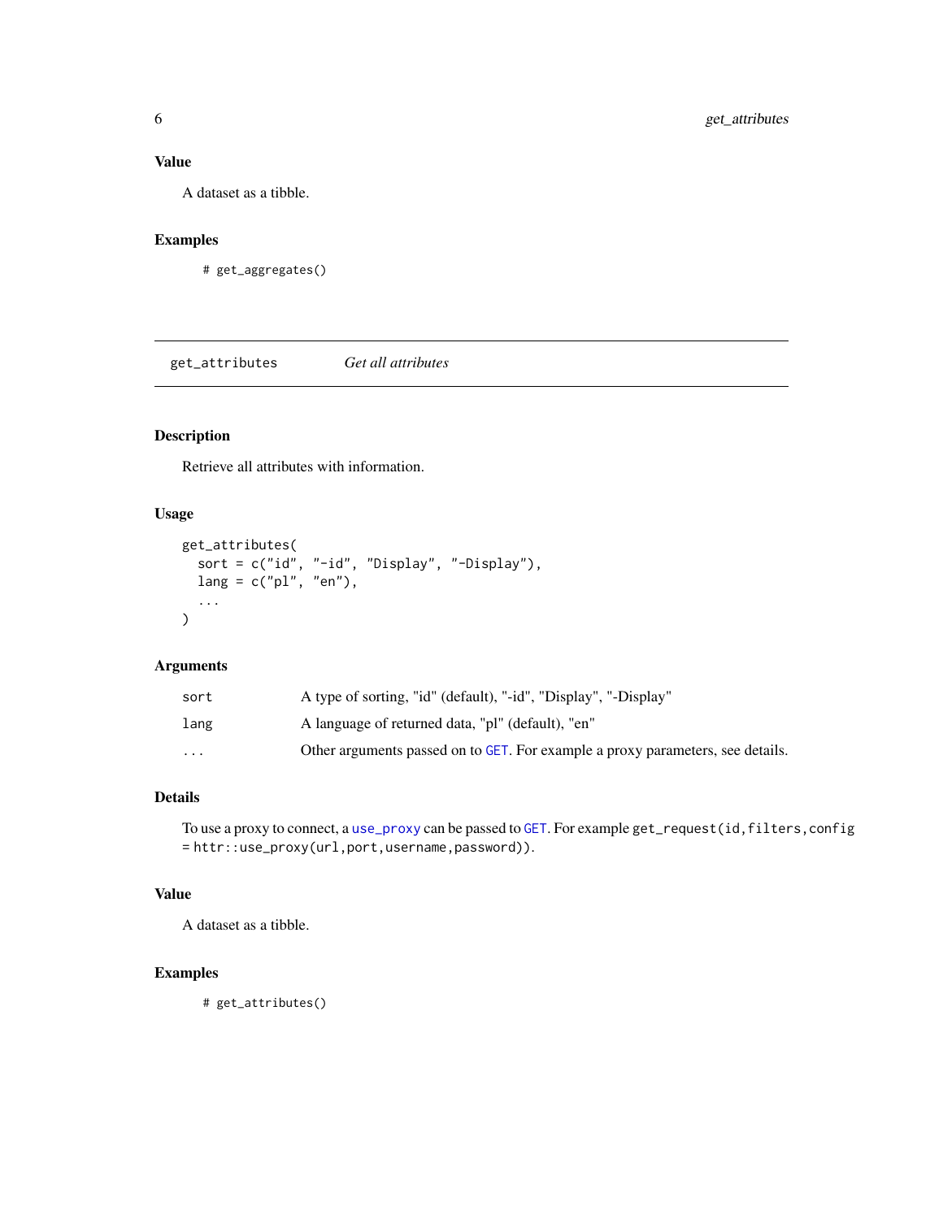### Value

A dataset as a tibble.

### Examples

```
# get_aggregates()
```

---

## get_attributes — *Get all attributes*

---

### Description

Retrieve all attributes with information.

### Usage

```
get_attributes(
  sort = c("id", "-id", "Display", "-Display"),
  lang = c("pl", "en"),
  ...
)
```

### Arguments

| | |
|---|---|
| sort | A type of sorting, "id" (default), "-id", "Display", "-Display" |
| lang | A language of returned data, "pl" (default), "en" |
| ... | Other arguments passed on to GET. For example a proxy parameters, see details. |

### Details

To use a proxy to connect, a use_proxy can be passed to GET. For example `get_request(id,filters,config = httr::use_proxy(url,port,username,password))`.

### Value

A dataset as a tibble.

### Examples

```
# get_attributes()
```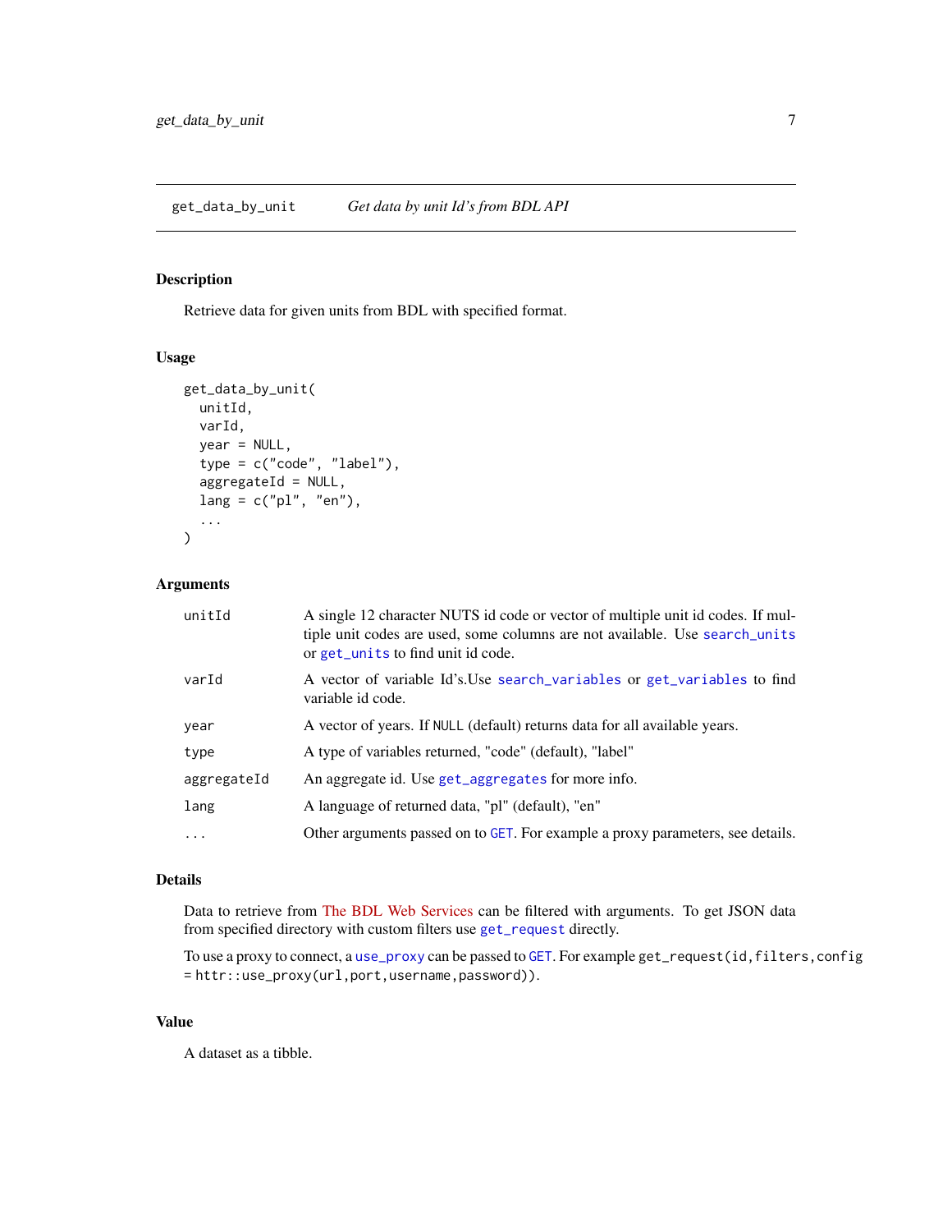## get_data_by_unit *Get data by unit Id's from BDL API*

### Description

Retrieve data for given units from BDL with specified format.

### Usage

```
get_data_by_unit(
  unitId,
  varId,
  year = NULL,
  type = c("code", "label"),
  aggregateId = NULL,
  lang = c("pl", "en"),
  ...
)
```

### Arguments

| | |
|---|---|
| unitId | A single 12 character NUTS id code or vector of multiple unit id codes. If multiple unit codes are used, some columns are not available. Use search_units or get_units to find unit id code. |
| varId | A vector of variable Id's.Use search_variables or get_variables to find variable id code. |
| year | A vector of years. If NULL (default) returns data for all available years. |
| type | A type of variables returned, "code" (default), "label" |
| aggregateId | An aggregate id. Use get_aggregates for more info. |
| lang | A language of returned data, "pl" (default), "en" |
| ... | Other arguments passed on to GET. For example a proxy parameters, see details. |

### Details

Data to retrieve from The BDL Web Services can be filtered with arguments. To get JSON data from specified directory with custom filters use get_request directly.

To use a proxy to connect, a use_proxy can be passed to GET. For example get_request(id,filters,config = httr::use_proxy(url,port,username,password)).

### Value

A dataset as a tibble.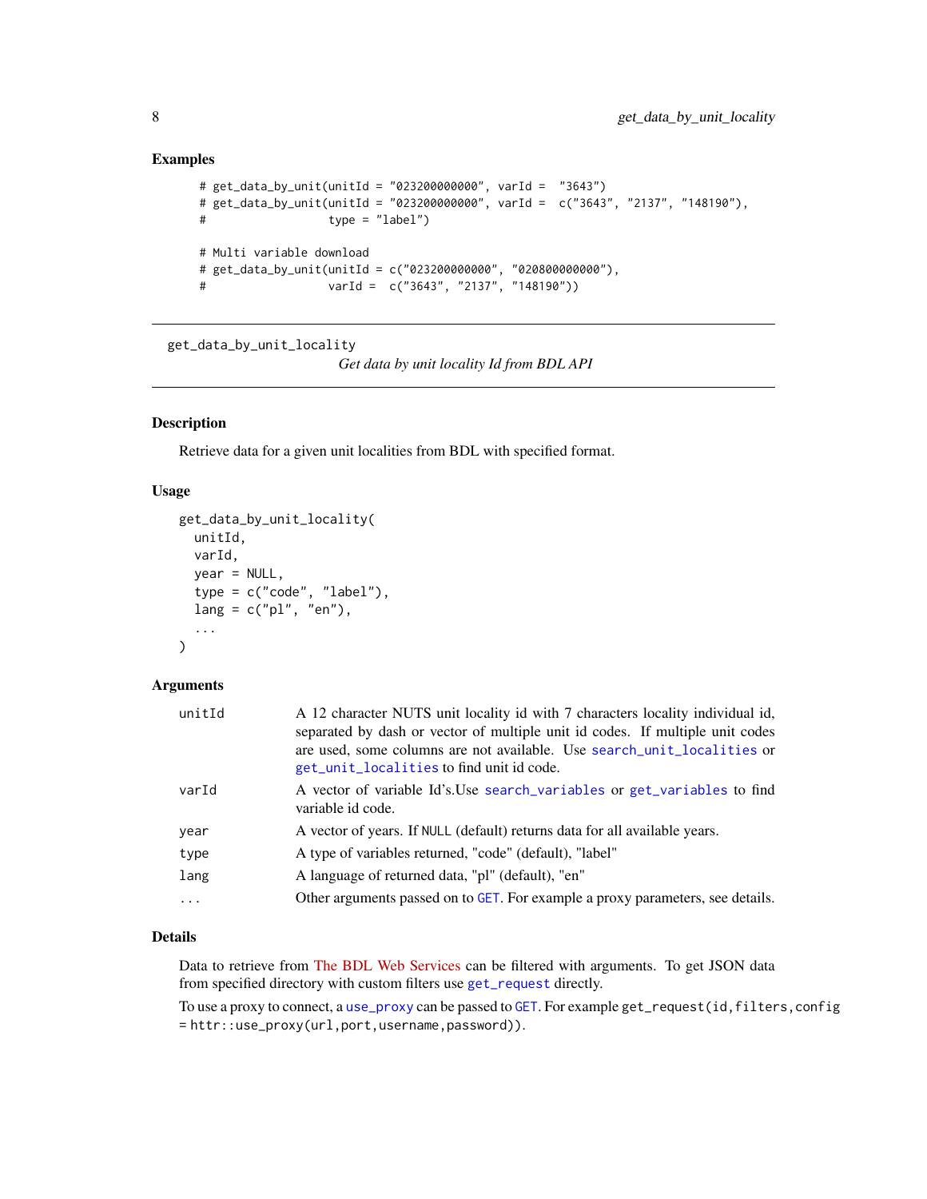## Examples

```
# get_data_by_unit(unitId = "023200000000", varId =  "3643")
# get_data_by_unit(unitId = "023200000000", varId =  c("3643", "2137", "148190"),
#                  type = "label")

# Multi variable download
# get_data_by_unit(unitId = c("023200000000", "020800000000"),
#                  varId =  c("3643", "2137", "148190"))
```

---

# get_data_by_unit_locality

*Get data by unit locality Id from BDL API*

## Description

Retrieve data for a given unit localities from BDL with specified format.

## Usage

```
get_data_by_unit_locality(
  unitId,
  varId,
  year = NULL,
  type = c("code", "label"),
  lang = c("pl", "en"),
  ...
)
```

## Arguments

| | |
|---|---|
| unitId | A 12 character NUTS unit locality id with 7 characters locality individual id, separated by dash or vector of multiple unit id codes. If multiple unit codes are used, some columns are not available. Use search_unit_localities or get_unit_localities to find unit id code. |
| varId | A vector of variable Id's.Use search_variables or get_variables to find variable id code. |
| year | A vector of years. If NULL (default) returns data for all available years. |
| type | A type of variables returned, "code" (default), "label" |
| lang | A language of returned data, "pl" (default), "en" |
| ... | Other arguments passed on to GET. For example a proxy parameters, see details. |

## Details

Data to retrieve from The BDL Web Services can be filtered with arguments. To get JSON data from specified directory with custom filters use get_request directly.

To use a proxy to connect, a use_proxy can be passed to GET. For example `get_request(id,filters,config = httr::use_proxy(url,port,username,password))`.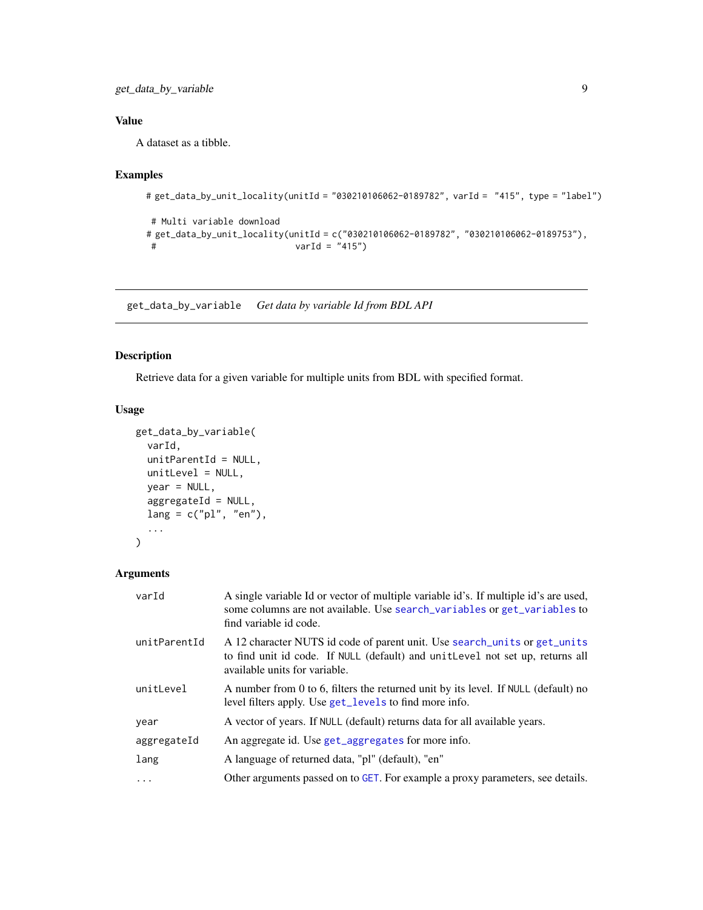### Value

A dataset as a tibble.

### Examples

```
# get_data_by_unit_locality(unitId = "030210106062-0189782", varId =  "415", type = "label")

 # Multi variable download
# get_data_by_unit_locality(unitId = c("030210106062-0189782", "030210106062-0189753"),
 #                           varId = "415")
```

---

## get_data_by_variable    *Get data by variable Id from BDL API*

---

### Description

Retrieve data for a given variable for multiple units from BDL with specified format.

### Usage

```
get_data_by_variable(
  varId,
  unitParentId = NULL,
  unitLevel = NULL,
  year = NULL,
  aggregateId = NULL,
  lang = c("pl", "en"),
  ...
)
```

### Arguments

| | |
|---|---|
| varId | A single variable Id or vector of multiple variable id's. If multiple id's are used, some columns are not available. Use search_variables or get_variables to find variable id code. |
| unitParentId | A 12 character NUTS id code of parent unit. Use search_units or get_units to find unit id code. If NULL (default) and unitLevel not set up, returns all available units for variable. |
| unitLevel | A number from 0 to 6, filters the returned unit by its level. If NULL (default) no level filters apply. Use get_levels to find more info. |
| year | A vector of years. If NULL (default) returns data for all available years. |
| aggregateId | An aggregate id. Use get_aggregates for more info. |
| lang | A language of returned data, "pl" (default), "en" |
| ... | Other arguments passed on to GET. For example a proxy parameters, see details. |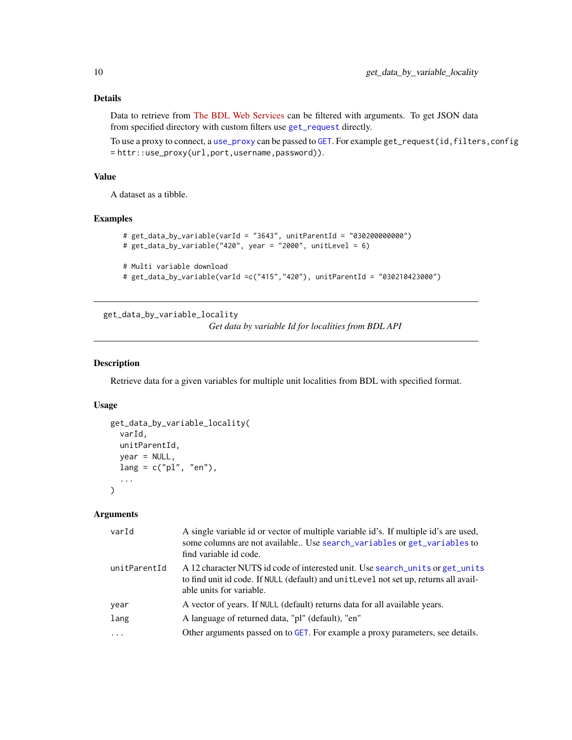### Details

Data to retrieve from The BDL Web Services can be filtered with arguments. To get JSON data from specified directory with custom filters use `get_request` directly.

To use a proxy to connect, a `use_proxy` can be passed to `GET`. For example `get_request(id,filters,config = httr::use_proxy(url,port,username,password))`.

### Value

A dataset as a tibble.

### Examples

```
# get_data_by_variable(varId = "3643", unitParentId = "030200000000")
# get_data_by_variable("420", year = "2000", unitLevel = 6)

# Multi variable download
# get_data_by_variable(varId =c("415","420"), unitParentId = "030210423000")
```

---

## get_data_by_variable_locality

*Get data by variable Id for localities from BDL API*

---

### Description

Retrieve data for a given variables for multiple unit localities from BDL with specified format.

### Usage

```
get_data_by_variable_locality(
  varId,
  unitParentId,
  year = NULL,
  lang = c("pl", "en"),
  ...
)
```

### Arguments

| | |
|---|---|
| varId | A single variable id or vector of multiple variable id's. If multiple id's are used, some columns are not available.. Use `search_variables` or `get_variables` to find variable id code. |
| unitParentId | A 12 character NUTS id code of interested unit. Use `search_units` or `get_units` to find unit id code. If `NULL` (default) and `unitLevel` not set up, returns all available units for variable. |
| year | A vector of years. If `NULL` (default) returns data for all available years. |
| lang | A language of returned data, "pl" (default), "en" |
| ... | Other arguments passed on to `GET`. For example a proxy parameters, see details. |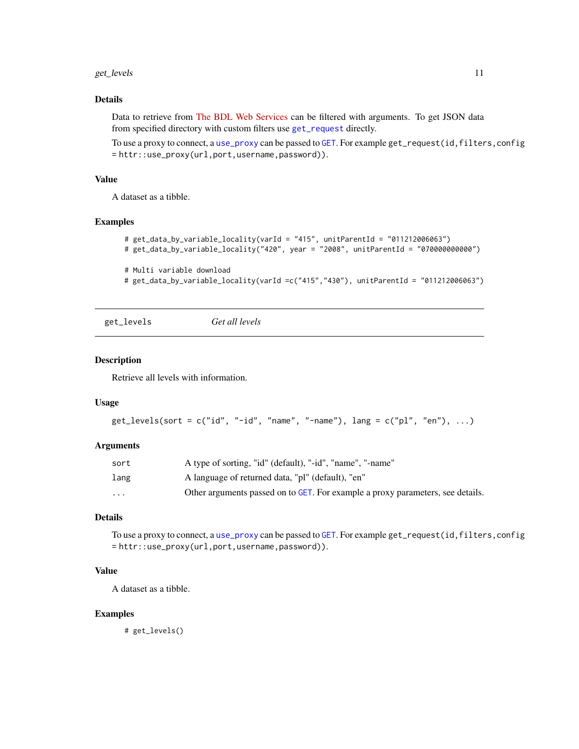### Details

Data to retrieve from The BDL Web Services can be filtered with arguments. To get JSON data from specified directory with custom filters use `get_request` directly.

To use a proxy to connect, a `use_proxy` can be passed to `GET`. For example `get_request(id,filters,config = httr::use_proxy(url,port,username,password))`.

### Value

A dataset as a tibble.

### Examples

```
# get_data_by_variable_locality(varId = "415", unitParentId = "011212006063")
# get_data_by_variable_locality("420", year = "2008", unitParentId = "070000000000")

# Multi variable download
# get_data_by_variable_locality(varId =c("415","430"), unitParentId = "011212006063")
```

---

## get_levels *Get all levels*

### Description

Retrieve all levels with information.

### Usage

```
get_levels(sort = c("id", "-id", "name", "-name"), lang = c("pl", "en"), ...)
```

### Arguments

| | |
|---|---|
| sort | A type of sorting, "id" (default), "-id", "name", "-name" |
| lang | A language of returned data, "pl" (default), "en" |
| ... | Other arguments passed on to `GET`. For example a proxy parameters, see details. |

### Details

To use a proxy to connect, a `use_proxy` can be passed to `GET`. For example `get_request(id,filters,config = httr::use_proxy(url,port,username,password))`.

### Value

A dataset as a tibble.

### Examples

```
# get_levels()
```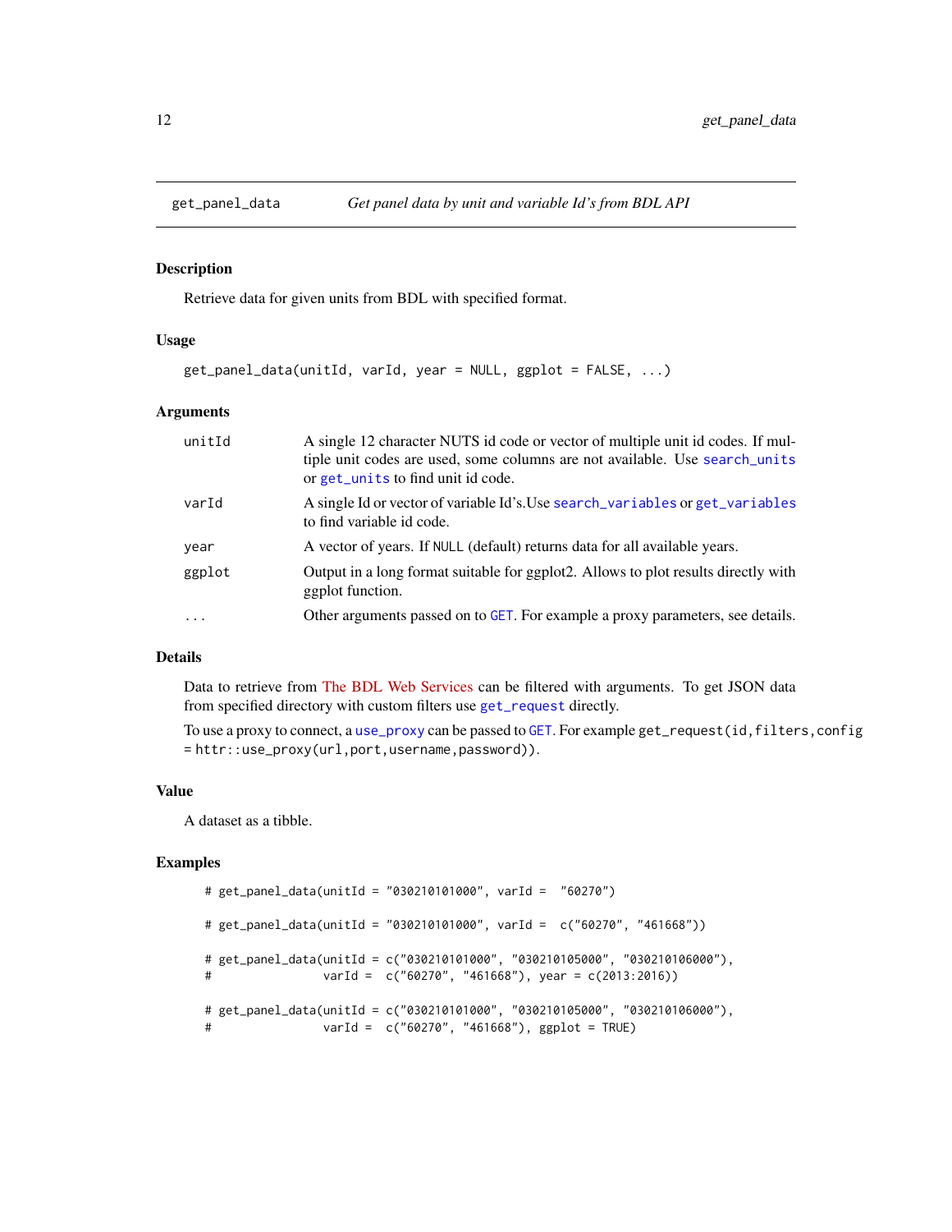## get_panel_data — *Get panel data by unit and variable Id's from BDL API*

### Description

Retrieve data for given units from BDL with specified format.

### Usage

```
get_panel_data(unitId, varId, year = NULL, ggplot = FALSE, ...)
```

### Arguments

| | |
|---|---|
| `unitId` | A single 12 character NUTS id code or vector of multiple unit id codes. If multiple unit codes are used, some columns are not available. Use `search_units` or `get_units` to find unit id code. |
| `varId` | A single Id or vector of variable Id's.Use `search_variables` or `get_variables` to find variable id code. |
| `year` | A vector of years. If `NULL` (default) returns data for all available years. |
| `ggplot` | Output in a long format suitable for ggplot2. Allows to plot results directly with ggplot function. |
| `...` | Other arguments passed on to `GET`. For example a proxy parameters, see details. |

### Details

Data to retrieve from The BDL Web Services can be filtered with arguments. To get JSON data from specified directory with custom filters use `get_request` directly.

To use a proxy to connect, a `use_proxy` can be passed to `GET`. For example `get_request(id,filters,config = httr::use_proxy(url,port,username,password))`.

### Value

A dataset as a tibble.

### Examples

```
# get_panel_data(unitId = "030210101000", varId =  "60270")

# get_panel_data(unitId = "030210101000", varId =  c("60270", "461668"))

# get_panel_data(unitId = c("030210101000", "030210105000", "030210106000"),
#                varId =  c("60270", "461668"), year = c(2013:2016))

# get_panel_data(unitId = c("030210101000", "030210105000", "030210106000"),
#                varId =  c("60270", "461668"), ggplot = TRUE)
```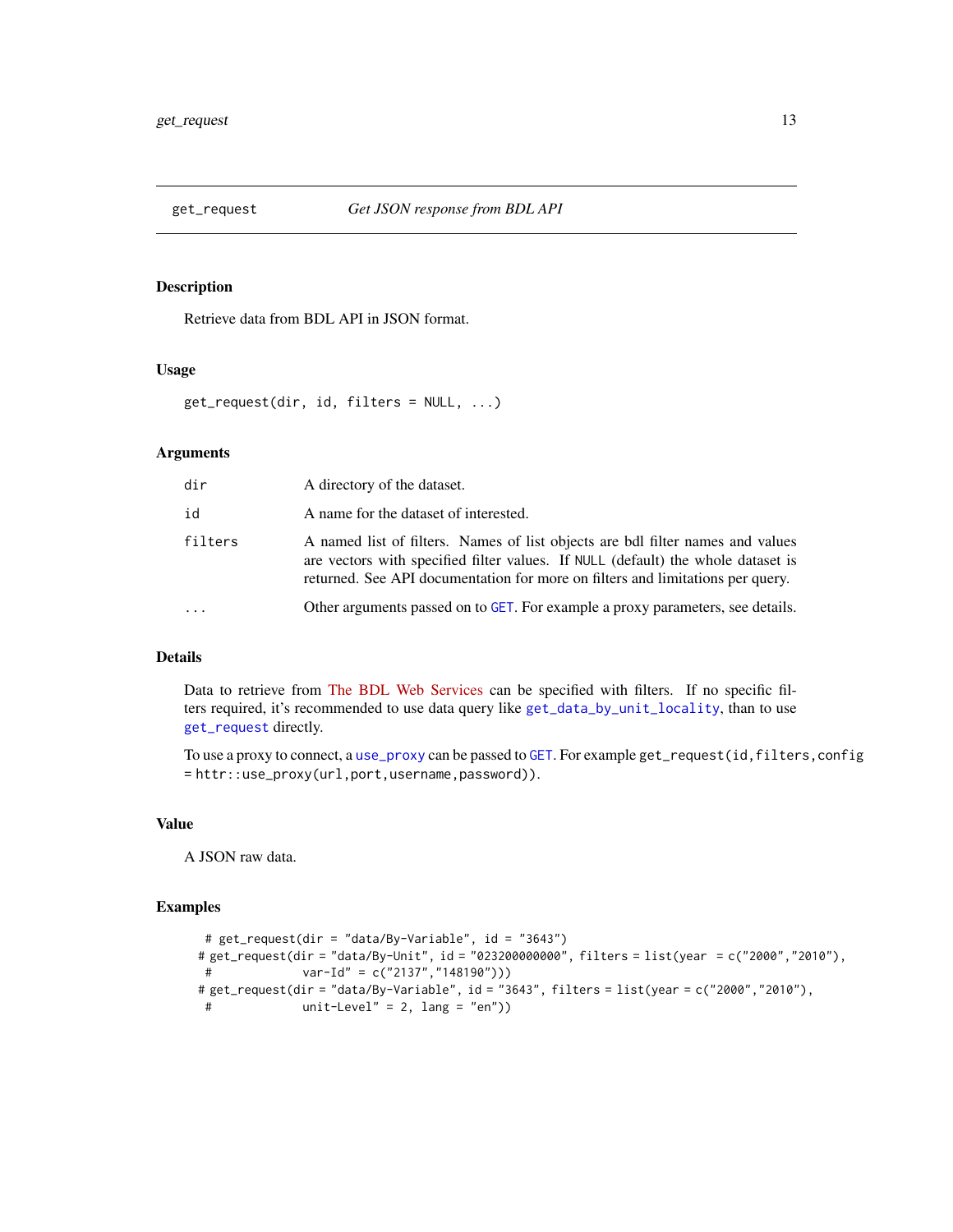# get_request — *Get JSON response from BDL API*

## Description

Retrieve data from BDL API in JSON format.

## Usage

```
get_request(dir, id, filters = NULL, ...)
```

## Arguments

| | |
|---|---|
| `dir` | A directory of the dataset. |
| `id` | A name for the dataset of interested. |
| `filters` | A named list of filters. Names of list objects are bdl filter names and values are vectors with specified filter values. If `NULL` (default) the whole dataset is returned. See API documentation for more on filters and limitations per query. |
| `...` | Other arguments passed on to `GET`. For example a proxy parameters, see details. |

## Details

Data to retrieve from The BDL Web Services can be specified with filters. If no specific filters required, it's recommended to use data query like `get_data_by_unit_locality`, than to use `get_request` directly.

To use a proxy to connect, a `use_proxy` can be passed to `GET`. For example `get_request(id,filters,config = httr::use_proxy(url,port,username,password))`.

## Value

A JSON raw data.

## Examples

```
 # get_request(dir = "data/By-Variable", id = "3643")
# get_request(dir = "data/By-Unit", id = "023200000000", filters = list(year  = c("2000","2010"),
 #             var-Id" = c("2137","148190")))
# get_request(dir = "data/By-Variable", id = "3643", filters = list(year = c("2000","2010"),
 #             unit-Level" = 2, lang = "en"))
```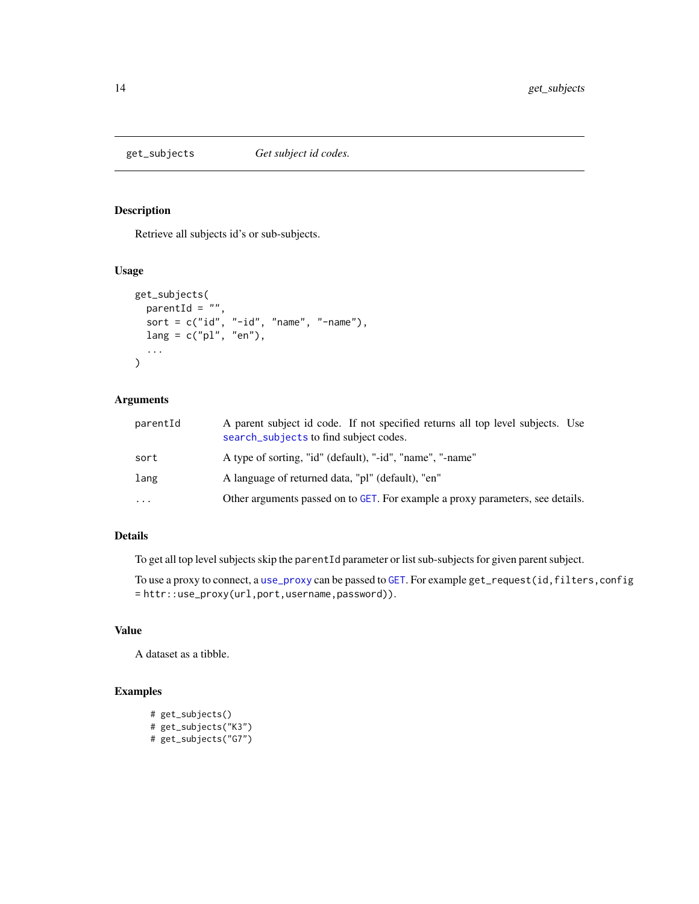## get_subjects — *Get subject id codes.*

### Description

Retrieve all subjects id's or sub-subjects.

### Usage

```
get_subjects(
  parentId = "",
  sort = c("id", "-id", "name", "-name"),
  lang = c("pl", "en"),
  ...
)
```

### Arguments

| | |
|---|---|
| `parentId` | A parent subject id code. If not specified returns all top level subjects. Use `search_subjects` to find subject codes. |
| `sort` | A type of sorting, "id" (default), "-id", "name", "-name" |
| `lang` | A language of returned data, "pl" (default), "en" |
| `...` | Other arguments passed on to `GET`. For example a proxy parameters, see details. |

### Details

To get all top level subjects skip the `parentId` parameter or list sub-subjects for given parent subject.

To use a proxy to connect, a `use_proxy` can be passed to `GET`. For example `get_request(id,filters,config = httr::use_proxy(url,port,username,password))`.

### Value

A dataset as a tibble.

### Examples

```
# get_subjects()
# get_subjects("K3")
# get_subjects("G7")
```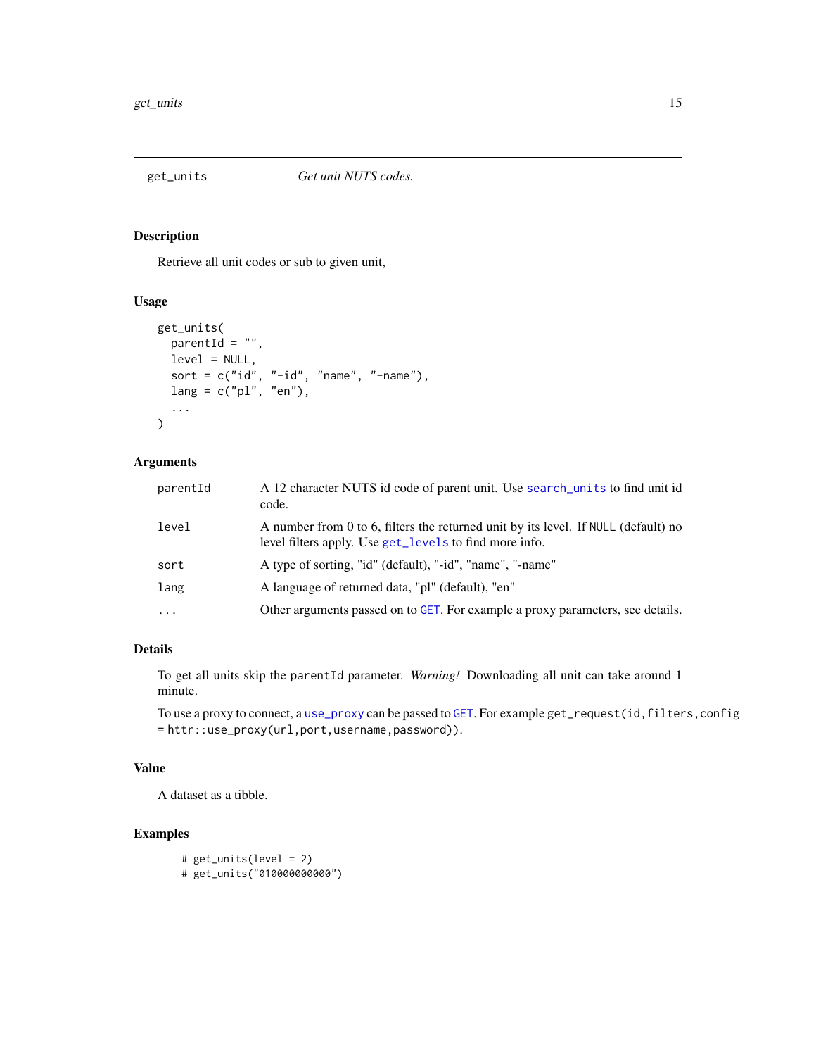## get_units — Get unit NUTS codes.

### Description

Retrieve all unit codes or sub to given unit,

### Usage

```
get_units(
  parentId = "",
  level = NULL,
  sort = c("id", "-id", "name", "-name"),
  lang = c("pl", "en"),
  ...
)
```

### Arguments

| Argument | Description |
| --- | --- |
| parentId | A 12 character NUTS id code of parent unit. Use search_units to find unit id code. |
| level | A number from 0 to 6, filters the returned unit by its level. If NULL (default) no level filters apply. Use get_levels to find more info. |
| sort | A type of sorting, "id" (default), "-id", "name", "-name" |
| lang | A language of returned data, "pl" (default), "en" |
| ... | Other arguments passed on to GET. For example a proxy parameters, see details. |

### Details

To get all units skip the parentId parameter. *Warning!* Downloading all unit can take around 1 minute.

To use a proxy to connect, a use_proxy can be passed to GET. For example get_request(id,filters,config = httr::use_proxy(url,port,username,password)).

### Value

A dataset as a tibble.

### Examples

```
# get_units(level = 2)
# get_units("010000000000")
```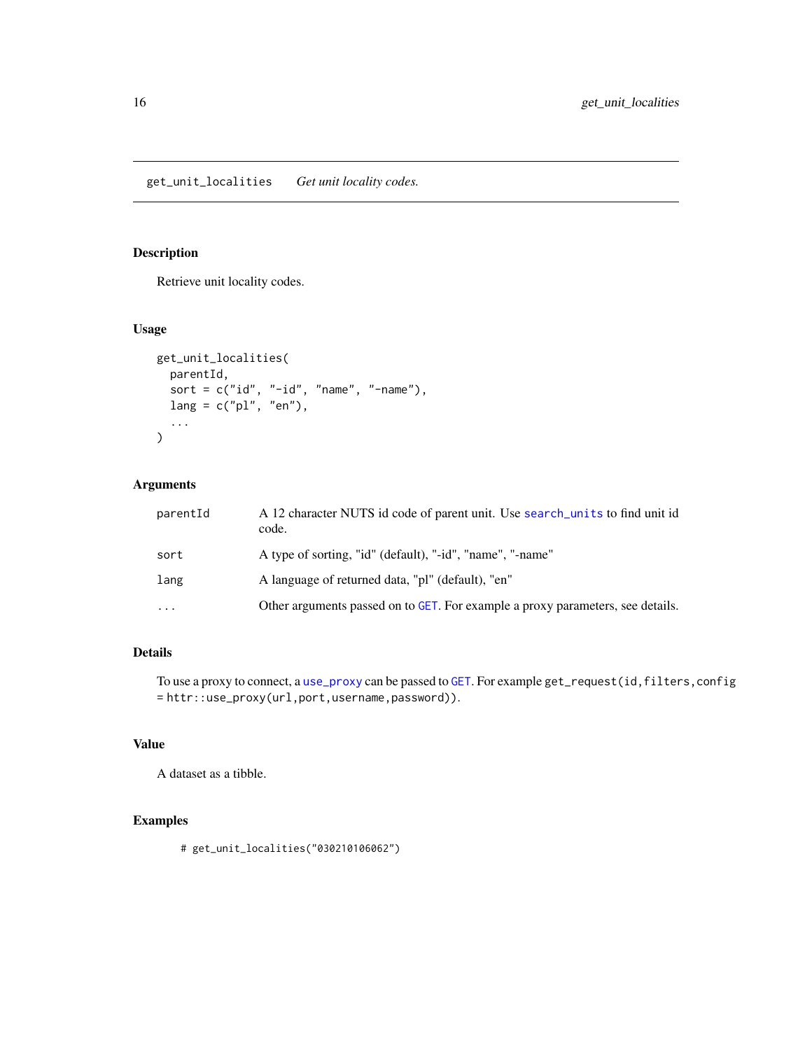# get_unit_localities — *Get unit locality codes.*

## Description

Retrieve unit locality codes.

## Usage

```
get_unit_localities(
  parentId,
  sort = c("id", "-id", "name", "-name"),
  lang = c("pl", "en"),
  ...
)
```

## Arguments

| | |
|---|---|
| parentId | A 12 character NUTS id code of parent unit. Use search_units to find unit id code. |
| sort | A type of sorting, "id" (default), "-id", "name", "-name" |
| lang | A language of returned data, "pl" (default), "en" |
| ... | Other arguments passed on to GET. For example a proxy parameters, see details. |

## Details

To use a proxy to connect, a use_proxy can be passed to GET. For example `get_request(id,filters,config = httr::use_proxy(url,port,username,password))`.

## Value

A dataset as a tibble.

## Examples

```
# get_unit_localities("030210106062")
```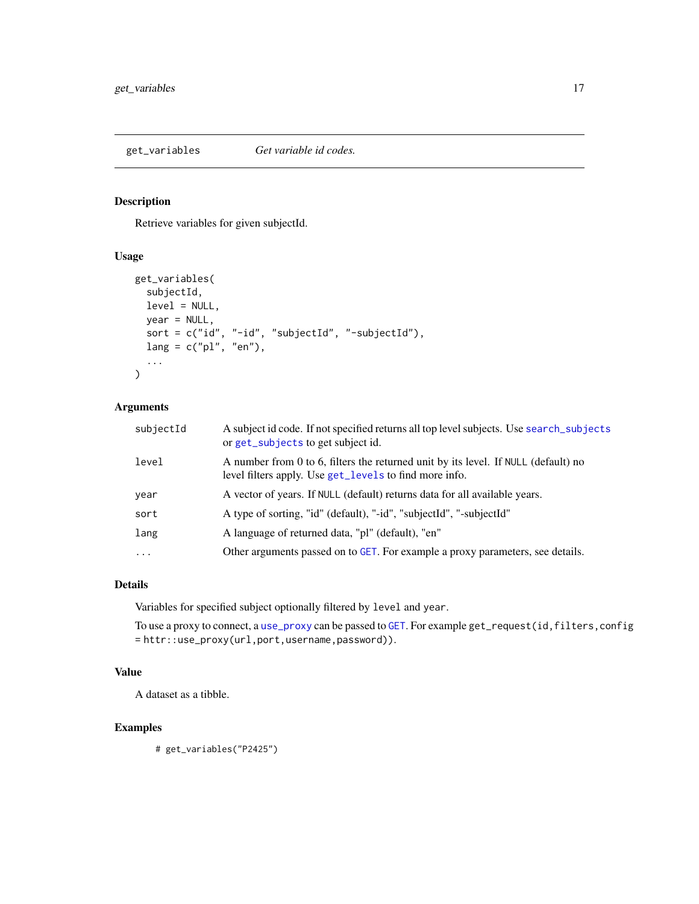## get_variables — *Get variable id codes.*

### Description

Retrieve variables for given subjectId.

### Usage

```
get_variables(
  subjectId,
  level = NULL,
  year = NULL,
  sort = c("id", "-id", "subjectId", "-subjectId"),
  lang = c("pl", "en"),
  ...
)
```

### Arguments

| | |
|---|---|
| subjectId | A subject id code. If not specified returns all top level subjects. Use `search_subjects` or `get_subjects` to get subject id. |
| level | A number from 0 to 6, filters the returned unit by its level. If `NULL` (default) no level filters apply. Use `get_levels` to find more info. |
| year | A vector of years. If `NULL` (default) returns data for all available years. |
| sort | A type of sorting, "id" (default), "-id", "subjectId", "-subjectId" |
| lang | A language of returned data, "pl" (default), "en" |
| ... | Other arguments passed on to `GET`. For example a proxy parameters, see details. |

### Details

Variables for specified subject optionally filtered by `level` and `year`.

To use a proxy to connect, a `use_proxy` can be passed to `GET`. For example `get_request(id,filters,config = httr::use_proxy(url,port,username,password))`.

### Value

A dataset as a tibble.

### Examples

```
# get_variables("P2425")
```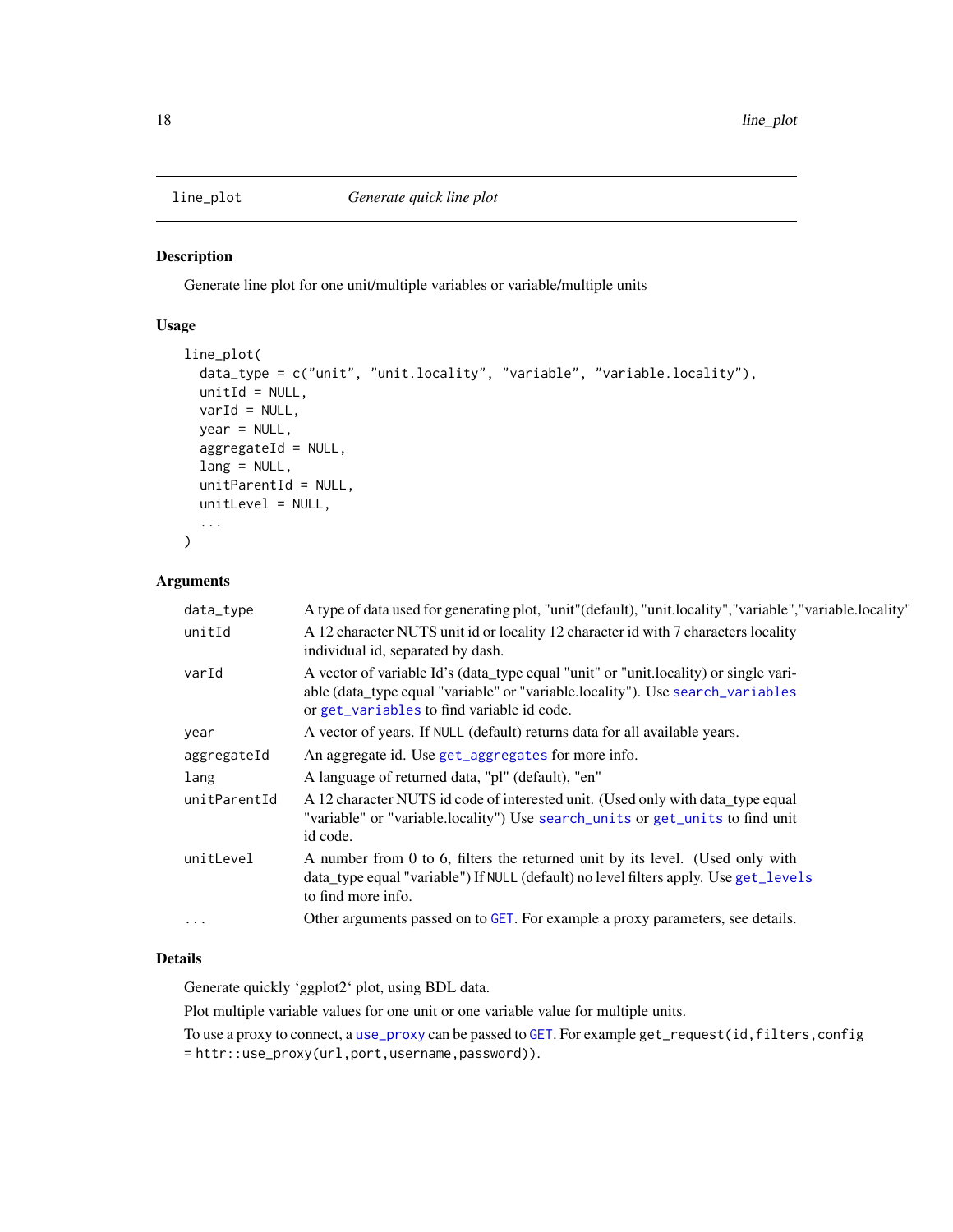## line_plot — *Generate quick line plot*

### Description

Generate line plot for one unit/multiple variables or variable/multiple units

### Usage

```
line_plot(
  data_type = c("unit", "unit.locality", "variable", "variable.locality"),
  unitId = NULL,
  varId = NULL,
  year = NULL,
  aggregateId = NULL,
  lang = NULL,
  unitParentId = NULL,
  unitLevel = NULL,
  ...
)
```

### Arguments

| Argument | Description |
|---|---|
| `data_type` | A type of data used for generating plot, "unit"(default), "unit.locality","variable","variable.locality" |
| `unitId` | A 12 character NUTS unit id or locality 12 character id with 7 characters locality individual id, separated by dash. |
| `varId` | A vector of variable Id's (data_type equal "unit" or "unit.locality) or single variable (data_type equal "variable" or "variable.locality"). Use `search_variables` or `get_variables` to find variable id code. |
| `year` | A vector of years. If `NULL` (default) returns data for all available years. |
| `aggregateId` | An aggregate id. Use `get_aggregates` for more info. |
| `lang` | A language of returned data, "pl" (default), "en" |
| `unitParentId` | A 12 character NUTS id code of interested unit. (Used only with data_type equal "variable" or "variable.locality") Use `search_units` or `get_units` to find unit id code. |
| `unitLevel` | A number from 0 to 6, filters the returned unit by its level. (Used only with data_type equal "variable") If `NULL` (default) no level filters apply. Use `get_levels` to find more info. |
| `...` | Other arguments passed on to `GET`. For example a proxy parameters, see details. |

### Details

Generate quickly 'ggplot2' plot, using BDL data.

Plot multiple variable values for one unit or one variable value for multiple units.

To use a proxy to connect, a `use_proxy` can be passed to `GET`. For example `get_request(id,filters,config = httr::use_proxy(url,port,username,password))`.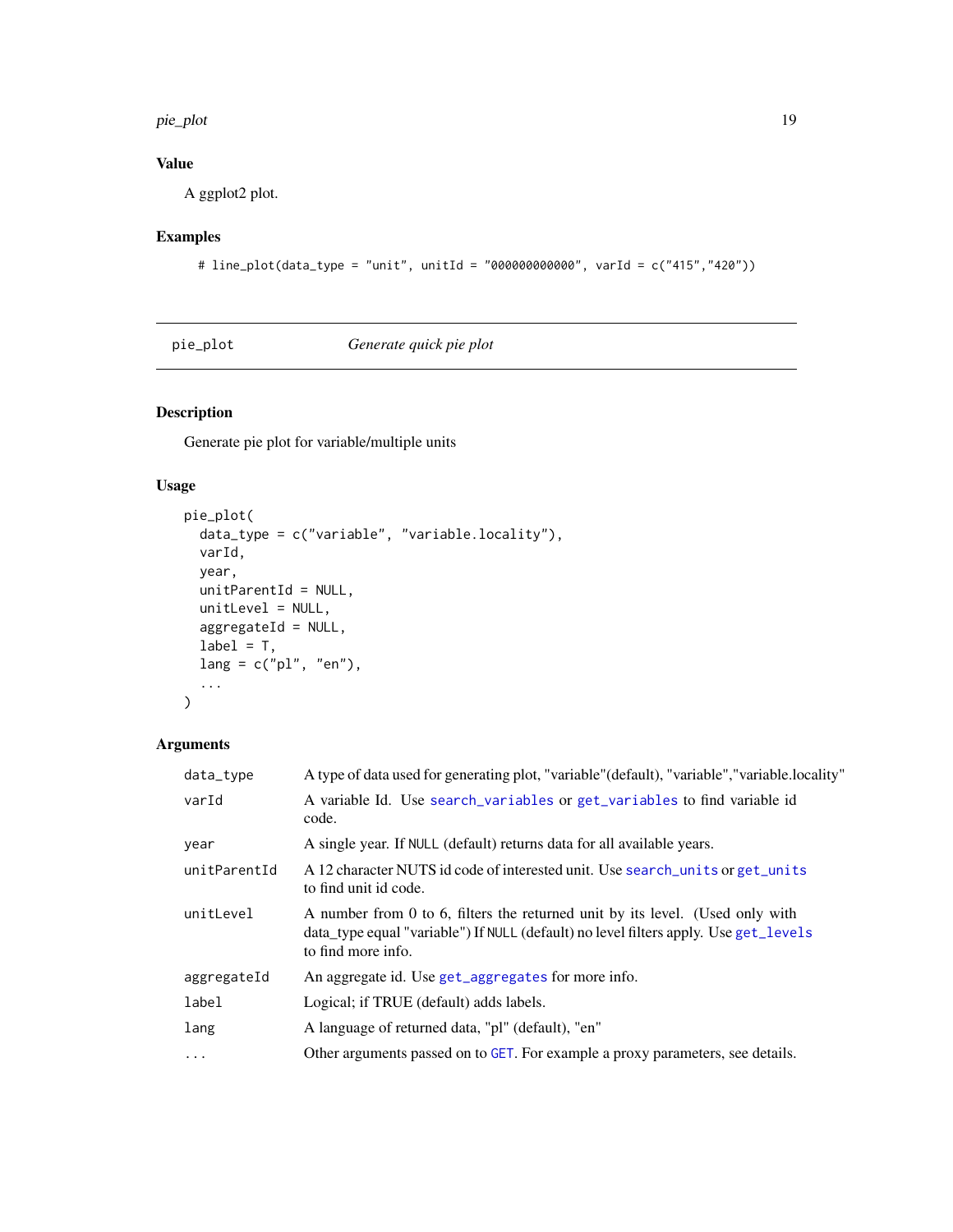## Value

A ggplot2 plot.

## Examples

```
# line_plot(data_type = "unit", unitId = "000000000000", varId = c("415","420"))
```

---

# pie_plot — *Generate quick pie plot*

## Description

Generate pie plot for variable/multiple units

## Usage

```
pie_plot(
  data_type = c("variable", "variable.locality"),
  varId,
  year,
  unitParentId = NULL,
  unitLevel = NULL,
  aggregateId = NULL,
  label = T,
  lang = c("pl", "en"),
  ...
)
```

## Arguments

| | |
|---|---|
| `data_type` | A type of data used for generating plot, "variable"(default), "variable","variable.locality" |
| `varId` | A variable Id. Use `search_variables` or `get_variables` to find variable id code. |
| `year` | A single year. If `NULL` (default) returns data for all available years. |
| `unitParentId` | A 12 character NUTS id code of interested unit. Use `search_units` or `get_units` to find unit id code. |
| `unitLevel` | A number from 0 to 6, filters the returned unit by its level. (Used only with data_type equal "variable") If `NULL` (default) no level filters apply. Use `get_levels` to find more info. |
| `aggregateId` | An aggregate id. Use `get_aggregates` for more info. |
| `label` | Logical; if TRUE (default) adds labels. |
| `lang` | A language of returned data, "pl" (default), "en" |
| `...` | Other arguments passed on to `GET`. For example a proxy parameters, see details. |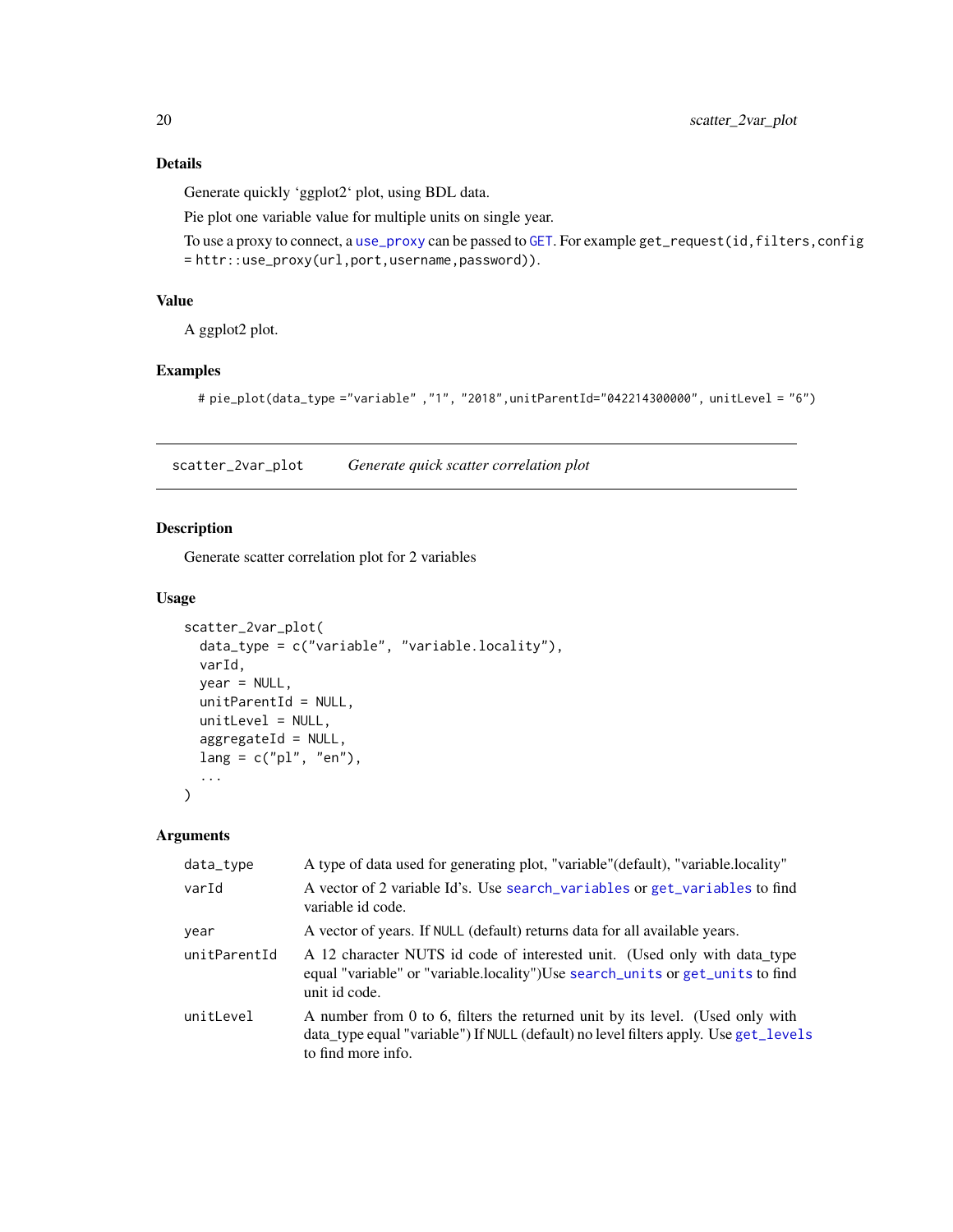### Details

Generate quickly 'ggplot2' plot, using BDL data.

Pie plot one variable value for multiple units on single year.

To use a proxy to connect, a use_proxy can be passed to GET. For example `get_request(id,filters,config = httr::use_proxy(url,port,username,password))`.

### Value

A ggplot2 plot.

### Examples

```
# pie_plot(data_type ="variable" ,"1", "2018",unitParentId="042214300000", unitLevel = "6")
```

---

## scatter_2var_plot    *Generate quick scatter correlation plot*

### Description

Generate scatter correlation plot for 2 variables

### Usage

```
scatter_2var_plot(
  data_type = c("variable", "variable.locality"),
  varId,
  year = NULL,
  unitParentId = NULL,
  unitLevel = NULL,
  aggregateId = NULL,
  lang = c("pl", "en"),
  ...
)
```

### Arguments

| | |
|---|---|
| data_type | A type of data used for generating plot, "variable"(default), "variable.locality" |
| varId | A vector of 2 variable Id's. Use search_variables or get_variables to find variable id code. |
| year | A vector of years. If NULL (default) returns data for all available years. |
| unitParentId | A 12 character NUTS id code of interested unit. (Used only with data_type equal "variable" or "variable.locality")Use search_units or get_units to find unit id code. |
| unitLevel | A number from 0 to 6, filters the returned unit by its level. (Used only with data_type equal "variable") If NULL (default) no level filters apply. Use get_levels to find more info. |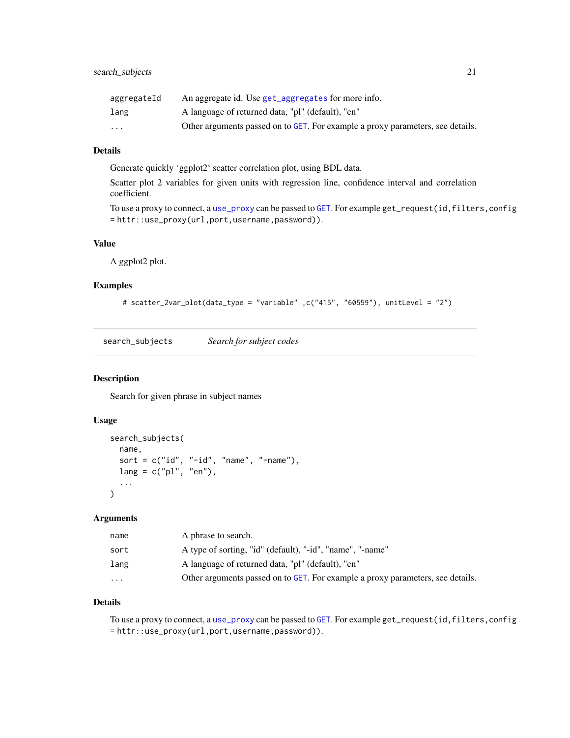| | |
|---|---|
| aggregateId | An aggregate id. Use get_aggregates for more info. |
| lang | A language of returned data, "pl" (default), "en" |
| ... | Other arguments passed on to GET. For example a proxy parameters, see details. |

### Details

Generate quickly 'ggplot2' scatter correlation plot, using BDL data.

Scatter plot 2 variables for given units with regression line, confidence interval and correlation coefficient.

To use a proxy to connect, a use_proxy can be passed to GET. For example `get_request(id,filters,config = httr::use_proxy(url,port,username,password))`.

### Value

A ggplot2 plot.

### Examples

```
# scatter_2var_plot(data_type = "variable" ,c("415", "60559"), unitLevel = "2")
```

---

## search_subjects *Search for subject codes*

---

### Description

Search for given phrase in subject names

### Usage

```
search_subjects(
  name,
  sort = c("id", "-id", "name", "-name"),
  lang = c("pl", "en"),
  ...
)
```

### Arguments

| | |
|---|---|
| name | A phrase to search. |
| sort | A type of sorting, "id" (default), "-id", "name", "-name" |
| lang | A language of returned data, "pl" (default), "en" |
| ... | Other arguments passed on to GET. For example a proxy parameters, see details. |

### Details

To use a proxy to connect, a use_proxy can be passed to GET. For example `get_request(id,filters,config = httr::use_proxy(url,port,username,password))`.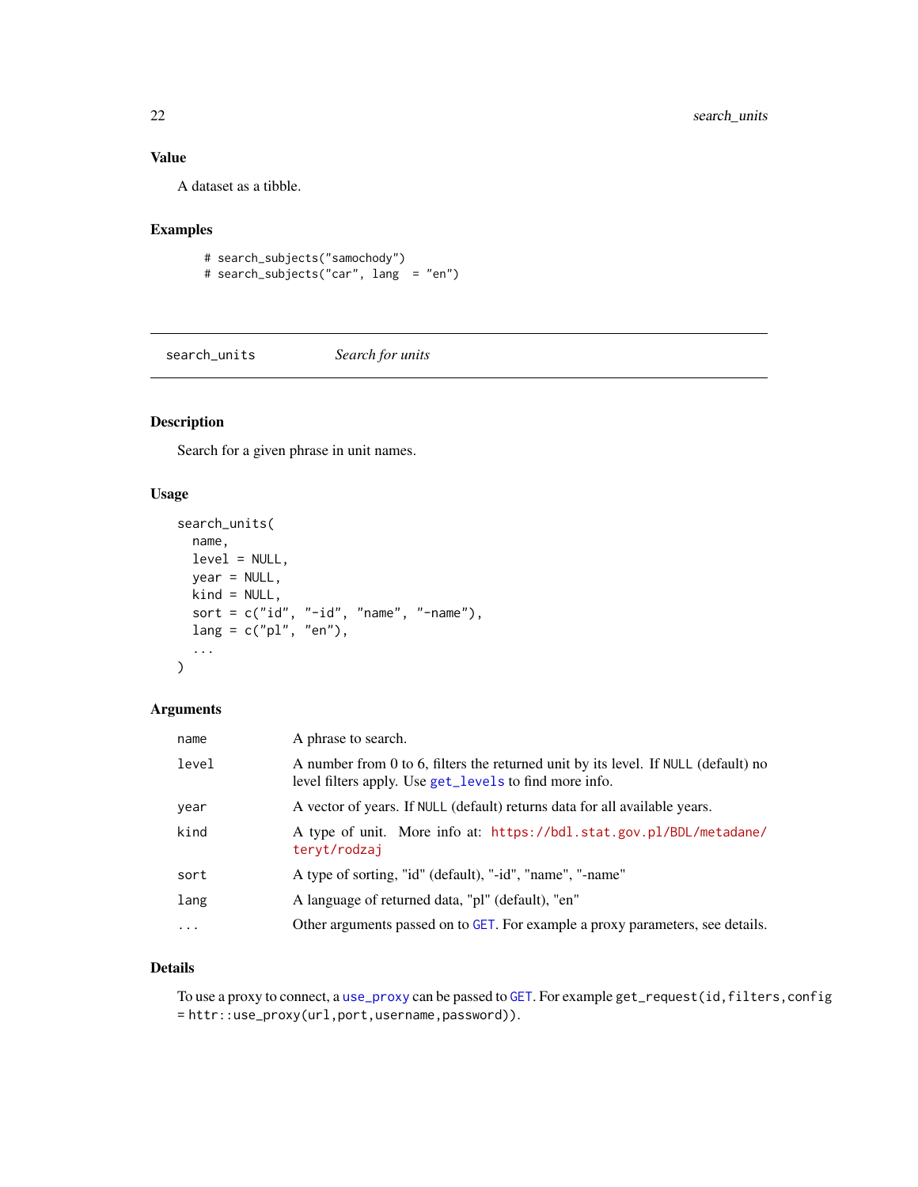### Value

A dataset as a tibble.

### Examples

```
# search_subjects("samochody")
# search_subjects("car", lang  = "en")
```

---

## search_units — *Search for units*

### Description

Search for a given phrase in unit names.

### Usage

```
search_units(
  name,
  level = NULL,
  year = NULL,
  kind = NULL,
  sort = c("id", "-id", "name", "-name"),
  lang = c("pl", "en"),
  ...
)
```

### Arguments

| | |
|---|---|
| `name` | A phrase to search. |
| `level` | A number from 0 to 6, filters the returned unit by its level. If `NULL` (default) no level filters apply. Use `get_levels` to find more info. |
| `year` | A vector of years. If `NULL` (default) returns data for all available years. |
| `kind` | A type of unit. More info at: https://bdl.stat.gov.pl/BDL/metadane/teryt/rodzaj |
| `sort` | A type of sorting, "id" (default), "-id", "name", "-name" |
| `lang` | A language of returned data, "pl" (default), "en" |
| `...` | Other arguments passed on to `GET`. For example a proxy parameters, see details. |

### Details

To use a proxy to connect, a `use_proxy` can be passed to `GET`. For example `get_request(id,filters,config = httr::use_proxy(url,port,username,password))`.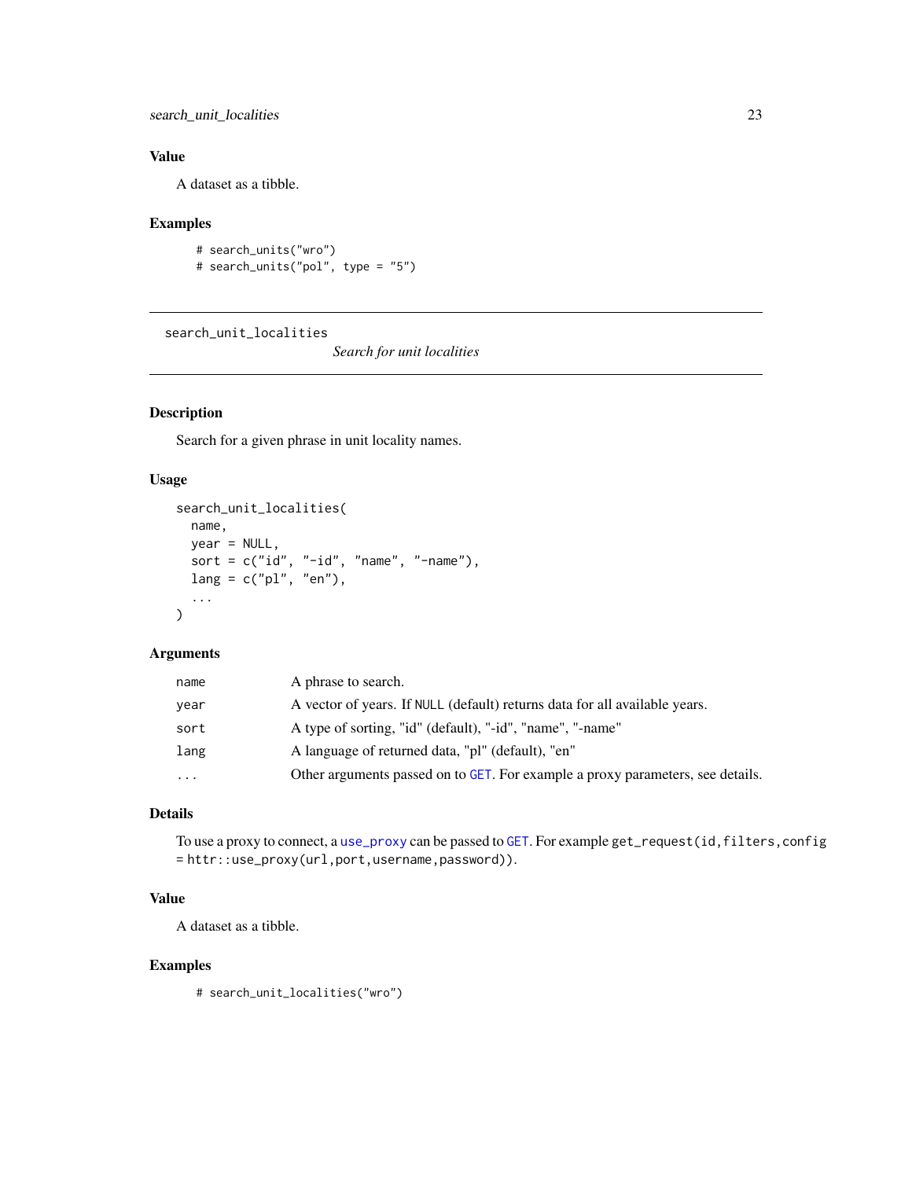## Value

A dataset as a tibble.

## Examples

```
# search_units("wro")
# search_units("pol", type = "5")
```

---

# search_unit_localities

*Search for unit localities*

---

## Description

Search for a given phrase in unit locality names.

## Usage

```
search_unit_localities(
  name,
  year = NULL,
  sort = c("id", "-id", "name", "-name"),
  lang = c("pl", "en"),
  ...
)
```

## Arguments

| | |
|---|---|
| `name` | A phrase to search. |
| `year` | A vector of years. If `NULL` (default) returns data for all available years. |
| `sort` | A type of sorting, "id" (default), "-id", "name", "-name" |
| `lang` | A language of returned data, "pl" (default), "en" |
| `...` | Other arguments passed on to `GET`. For example a proxy parameters, see details. |

## Details

To use a proxy to connect, a `use_proxy` can be passed to `GET`. For example `get_request(id,filters,config = httr::use_proxy(url,port,username,password))`.

## Value

A dataset as a tibble.

## Examples

```
# search_unit_localities("wro")
```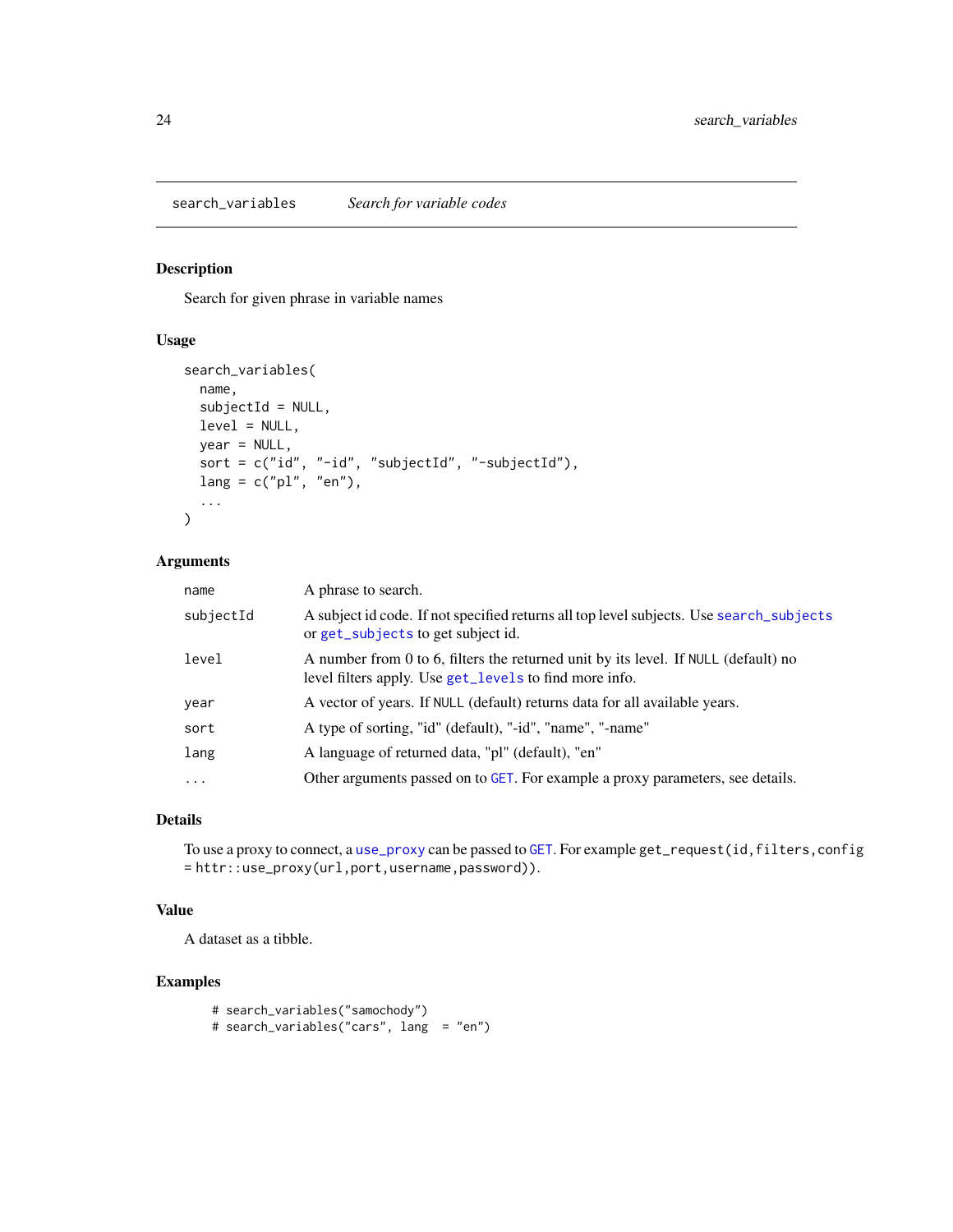## search_variables — *Search for variable codes*

### Description

Search for given phrase in variable names

### Usage

```
search_variables(
  name,
  subjectId = NULL,
  level = NULL,
  year = NULL,
  sort = c("id", "-id", "subjectId", "-subjectId"),
  lang = c("pl", "en"),
  ...
)
```

### Arguments

| | |
|---|---|
| `name` | A phrase to search. |
| `subjectId` | A subject id code. If not specified returns all top level subjects. Use `search_subjects` or `get_subjects` to get subject id. |
| `level` | A number from 0 to 6, filters the returned unit by its level. If `NULL` (default) no level filters apply. Use `get_levels` to find more info. |
| `year` | A vector of years. If `NULL` (default) returns data for all available years. |
| `sort` | A type of sorting, "id" (default), "-id", "name", "-name" |
| `lang` | A language of returned data, "pl" (default), "en" |
| `...` | Other arguments passed on to `GET`. For example a proxy parameters, see details. |

### Details

To use a proxy to connect, a `use_proxy` can be passed to `GET`. For example `get_request(id,filters,config = httr::use_proxy(url,port,username,password))`.

### Value

A dataset as a tibble.

### Examples

```
# search_variables("samochody")
# search_variables("cars", lang  = "en")
```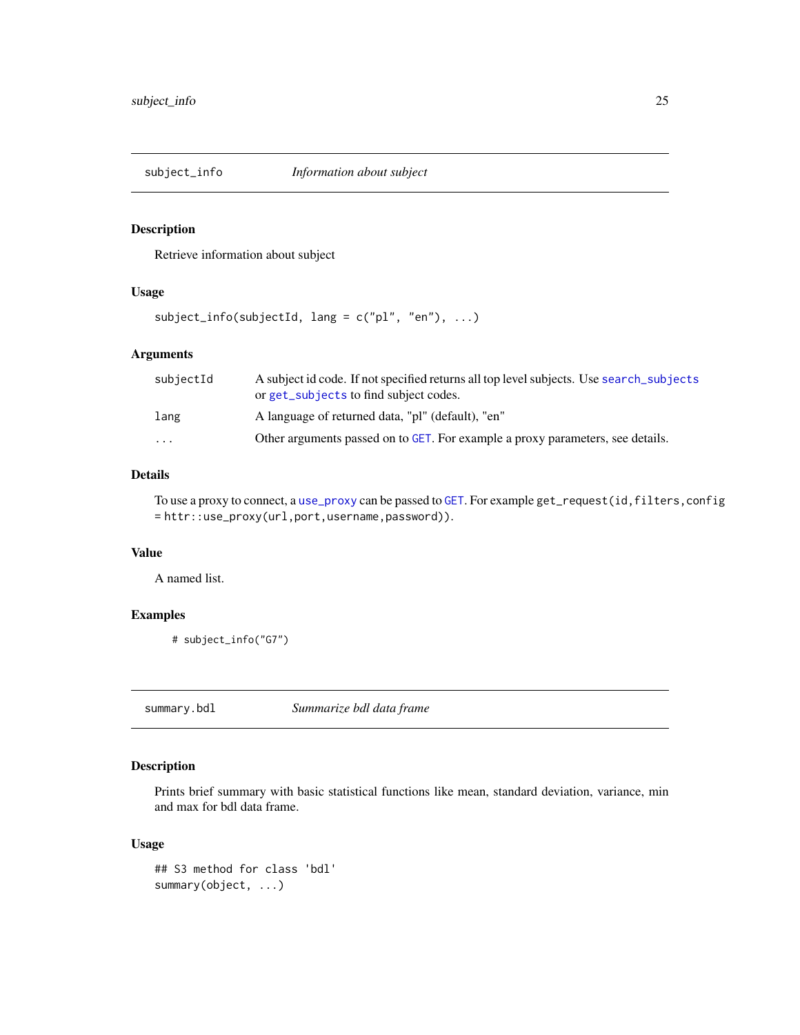## `subject_info` *Information about subject*

### Description

Retrieve information about subject

### Usage

```
subject_info(subjectId, lang = c("pl", "en"), ...)
```

### Arguments

| | |
|---|---|
| `subjectId` | A subject id code. If not specified returns all top level subjects. Use `search_subjects` or `get_subjects` to find subject codes. |
| `lang` | A language of returned data, "pl" (default), "en" |
| `...` | Other arguments passed on to `GET`. For example a proxy parameters, see details. |

### Details

To use a proxy to connect, a `use_proxy` can be passed to `GET`. For example `get_request(id,filters,config = httr::use_proxy(url,port,username,password))`.

### Value

A named list.

### Examples

```
# subject_info("G7")
```

## `summary.bdl` *Summarize bdl data frame*

### Description

Prints brief summary with basic statistical functions like mean, standard deviation, variance, min and max for bdl data frame.

### Usage

```
## S3 method for class 'bdl'
summary(object, ...)
```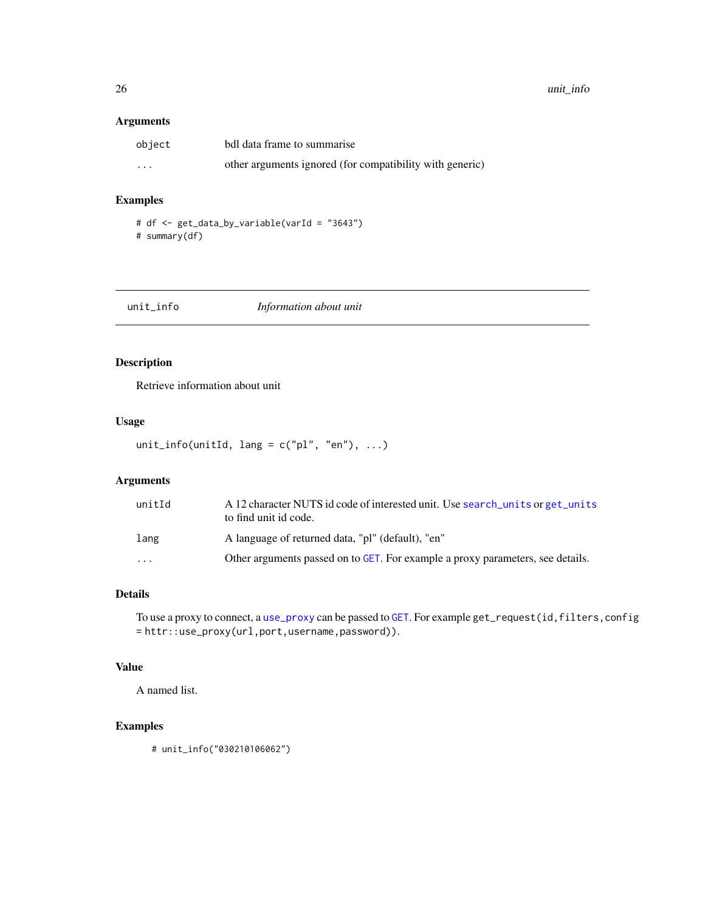### Arguments

| | |
|---|---|
| object | bdl data frame to summarise |
| ... | other arguments ignored (for compatibility with generic) |

### Examples

```
# df <- get_data_by_variable(varId = "3643")
# summary(df)
```

---

## unit_info — *Information about unit*

---

### Description

Retrieve information about unit

### Usage

```
unit_info(unitId, lang = c("pl", "en"), ...)
```

### Arguments

| | |
|---|---|
| unitId | A 12 character NUTS id code of interested unit. Use search_units or get_units to find unit id code. |
| lang | A language of returned data, "pl" (default), "en" |
| ... | Other arguments passed on to GET. For example a proxy parameters, see details. |

### Details

To use a proxy to connect, a use_proxy can be passed to GET. For example `get_request(id,filters,config = httr::use_proxy(url,port,username,password))`.

### Value

A named list.

### Examples

```
# unit_info("030210106062")
```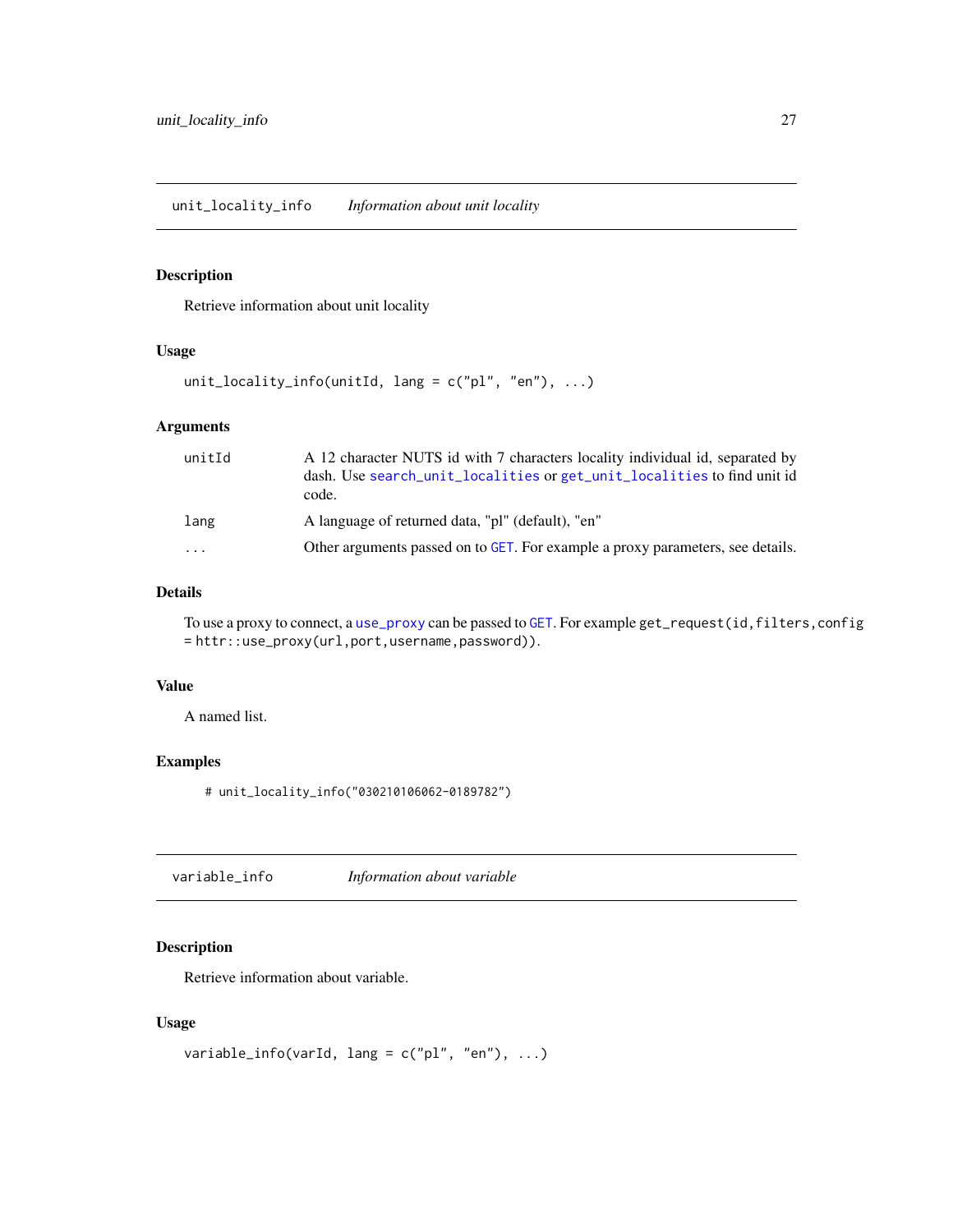## unit_locality_info — *Information about unit locality*

### Description

Retrieve information about unit locality

### Usage

```
unit_locality_info(unitId, lang = c("pl", "en"), ...)
```

### Arguments

| | |
|---|---|
| `unitId` | A 12 character NUTS id with 7 characters locality individual id, separated by dash. Use `search_unit_localities` or `get_unit_localities` to find unit id code. |
| `lang` | A language of returned data, "pl" (default), "en" |
| `...` | Other arguments passed on to `GET`. For example a proxy parameters, see details. |

### Details

To use a proxy to connect, a `use_proxy` can be passed to `GET`. For example `get_request(id,filters,config = httr::use_proxy(url,port,username,password))`.

### Value

A named list.

### Examples

```
# unit_locality_info("030210106062-0189782")
```

## variable_info — *Information about variable*

### Description

Retrieve information about variable.

### Usage

```
variable_info(varId, lang = c("pl", "en"), ...)
```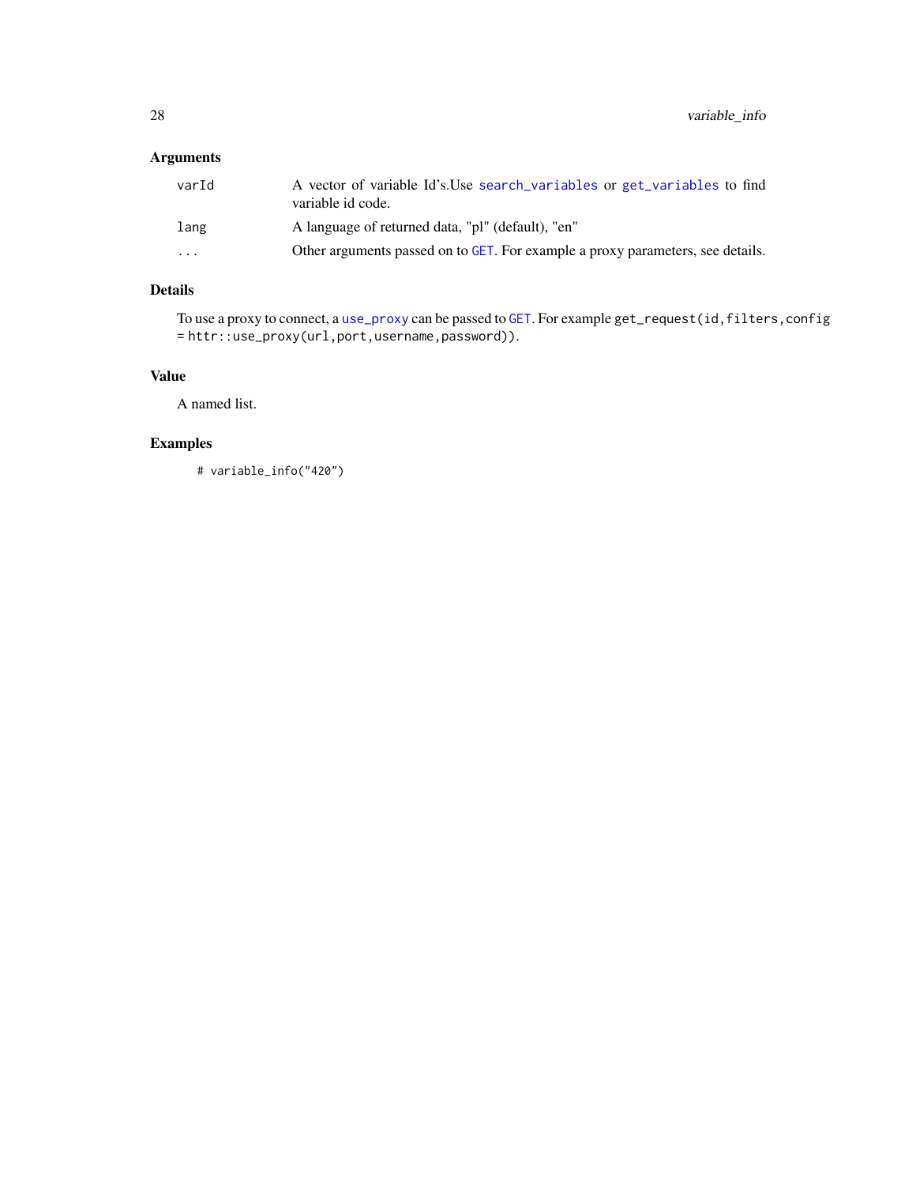## Arguments

| | |
|---|---|
| varId | A vector of variable Id's.Use search_variables or get_variables to find variable id code. |
| lang | A language of returned data, "pl" (default), "en" |
| ... | Other arguments passed on to GET. For example a proxy parameters, see details. |

## Details

To use a proxy to connect, a use_proxy can be passed to GET. For example `get_request(id,filters,config = httr::use_proxy(url,port,username,password))`.

## Value

A named list.

## Examples

```
# variable_info("420")
```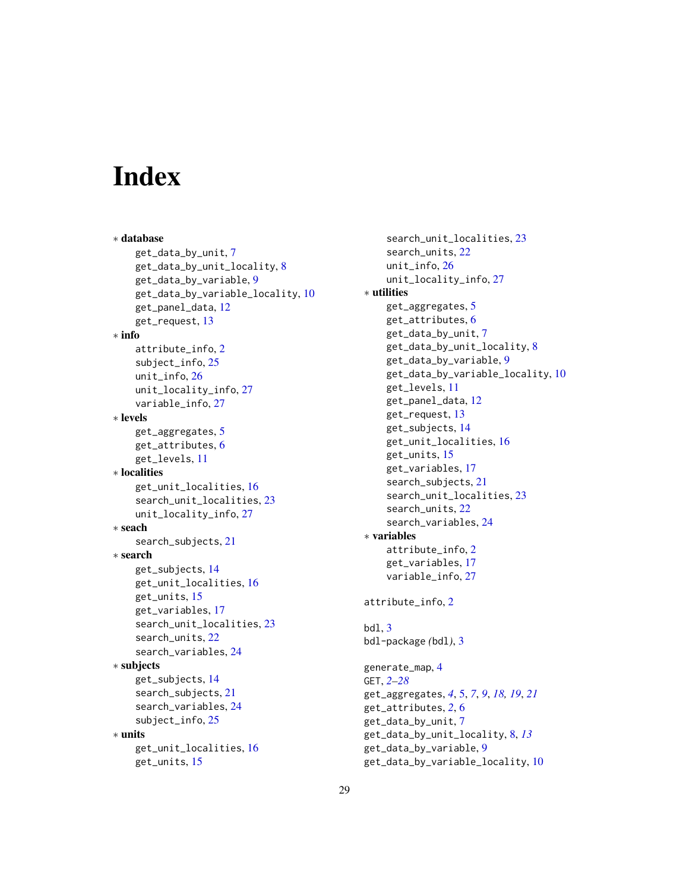# Index

* **database**
    - get_data_by_unit, 7
    - get_data_by_unit_locality, 8
    - get_data_by_variable, 9
    - get_data_by_variable_locality, 10
    - get_panel_data, 12
    - get_request, 13
* **info**
    - attribute_info, 2
    - subject_info, 25
    - unit_info, 26
    - unit_locality_info, 27
    - variable_info, 27
* **levels**
    - get_aggregates, 5
    - get_attributes, 6
    - get_levels, 11
* **localities**
    - get_unit_localities, 16
    - search_unit_localities, 23
    - unit_locality_info, 27
* **seach**
    - search_subjects, 21
* **search**
    - get_subjects, 14
    - get_unit_localities, 16
    - get_units, 15
    - get_variables, 17
    - search_unit_localities, 23
    - search_units, 22
    - search_variables, 24
* **subjects**
    - get_subjects, 14
    - search_subjects, 21
    - search_variables, 24
    - subject_info, 25
* **units**
    - get_unit_localities, 16
    - get_units, 15
    - search_unit_localities, 23
    - search_units, 22
    - unit_info, 26
    - unit_locality_info, 27
* **utilities**
    - get_aggregates, 5
    - get_attributes, 6
    - get_data_by_unit, 7
    - get_data_by_unit_locality, 8
    - get_data_by_variable, 9
    - get_data_by_variable_locality, 10
    - get_levels, 11
    - get_panel_data, 12
    - get_request, 13
    - get_subjects, 14
    - get_unit_localities, 16
    - get_units, 15
    - get_variables, 17
    - search_subjects, 21
    - search_unit_localities, 23
    - search_units, 22
    - search_variables, 24
* **variables**
    - attribute_info, 2
    - get_variables, 17
    - variable_info, 27

attribute_info, 2

bdl, 3
bdl-package *(bdl)*, 3

generate_map, 4
GET, *2–28*
get_aggregates, *4*, 5, *7*, *9*, *18*, *19*, *21*
get_attributes, *2*, 6
get_data_by_unit, 7
get_data_by_unit_locality, 8, *13*
get_data_by_variable, 9
get_data_by_variable_locality, 10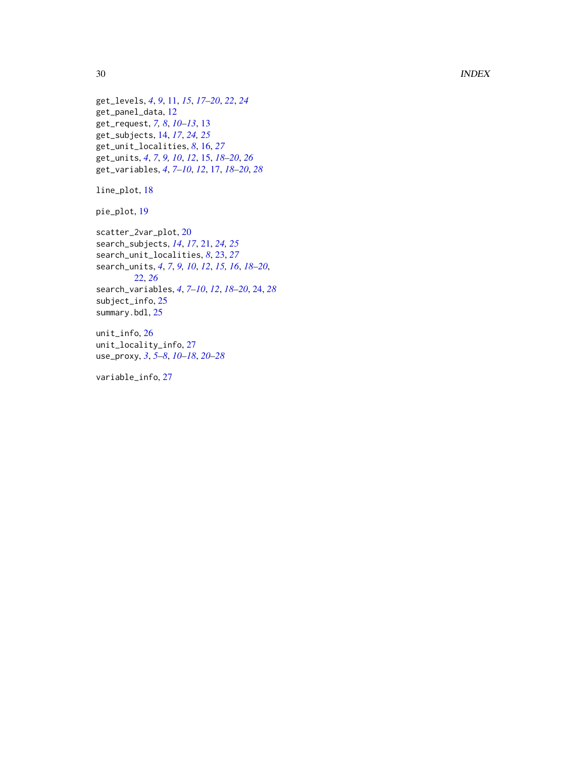get_levels, *4*, *9*, 11, *15*, *17–20*, *22*, *24*
get_panel_data, 12
get_request, *7, 8*, *10–13*, 13
get_subjects, 14, *17*, *24, 25*
get_unit_localities, *8*, 16, *27*
get_units, *4*, *7*, *9, 10*, *12*, 15, *18–20*, *26*
get_variables, *4*, *7–10*, *12*, 17, *18–20*, *28*

line_plot, 18

pie_plot, 19

scatter_2var_plot, 20
search_subjects, *14*, *17*, 21, *24, 25*
search_unit_localities, *8*, 23, *27*
search_units, *4*, *7*, *9, 10*, *12*, *15, 16*, *18–20*, *22*, *26*
search_variables, *4*, *7–10*, *12*, *18–20*, 24, *28*
subject_info, 25
summary.bdl, 25

unit_info, 26
unit_locality_info, 27
use_proxy, *3*, *5–8*, *10–18*, *20–28*

variable_info, 27